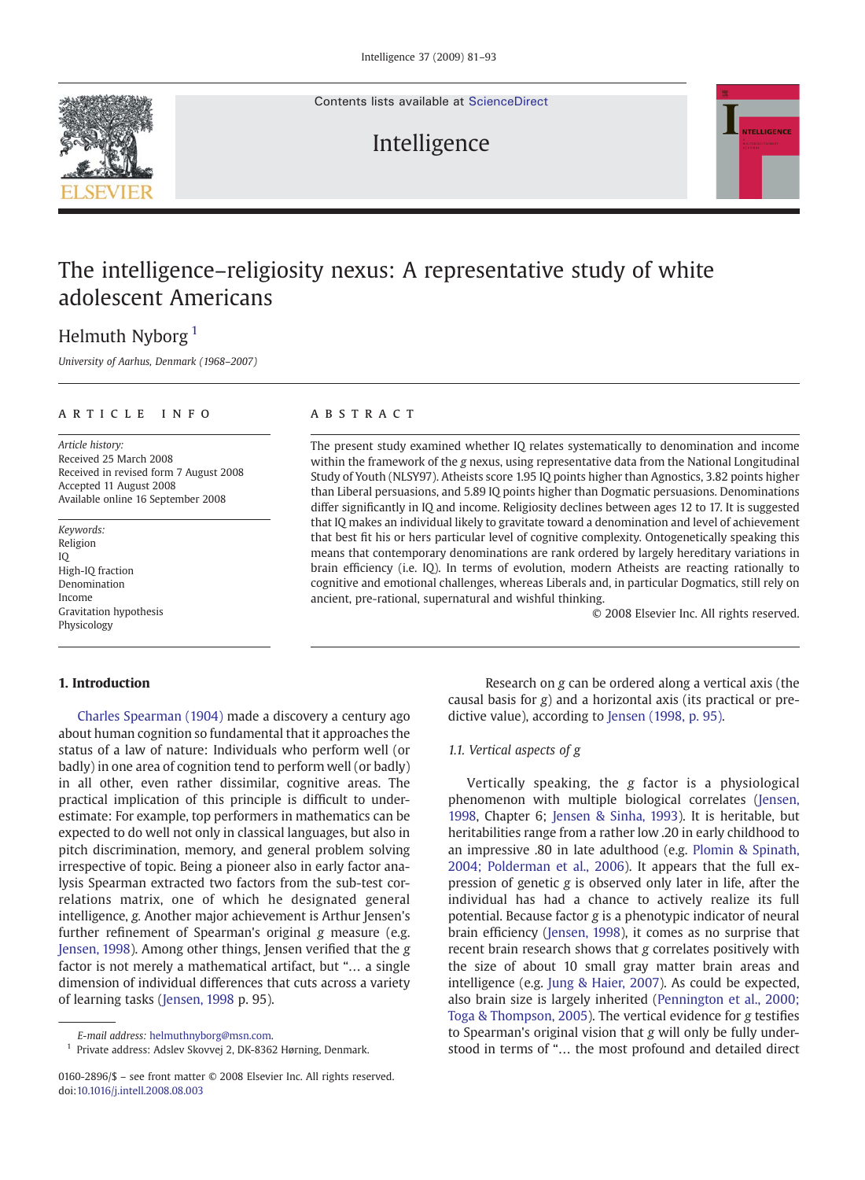# The intelligence–religiosity nexus: A representative study of white adolescent Americans

Helmuth Nyborg [1]

*University of Aarhus, Denmark (1968–2007)*

## ARTICLE INFO

*Article history:*
Received 25 March 2008
Received in revised form 7 August 2008
Accepted 11 August 2008
Available online 16 September 2008

*Keywords:*
Religion
IQ
High-IQ fraction
Denomination
Income
Gravitation hypothesis
Physicology

## ABSTRACT

The present study examined whether IQ relates systematically to denomination and income within the framework of the *g* nexus, using representative data from the National Longitudinal Study of Youth (NLSY97). Atheists score 1.95 IQ points higher than Agnostics, 3.82 points higher than Liberal persuasions, and 5.89 IQ points higher than Dogmatic persuasions. Denominations differ significantly in IQ and income. Religiosity declines between ages 12 to 17. It is suggested that IQ makes an individual likely to gravitate toward a denomination and level of achievement that best fit his or hers particular level of cognitive complexity. Ontogenetically speaking this means that contemporary denominations are rank ordered by largely hereditary variations in brain efficiency (i.e. IQ). In terms of evolution, modern Atheists are reacting rationally to cognitive and emotional challenges, whereas Liberals and, in particular Dogmatics, still rely on ancient, pre-rational, supernatural and wishful thinking.

© 2008 Elsevier Inc. All rights reserved.

## 1. Introduction

Charles Spearman (1904) made a discovery a century ago about human cognition so fundamental that it approaches the status of a law of nature: Individuals who perform well (or badly) in one area of cognition tend to perform well (or badly) in all other, even rather dissimilar, cognitive areas. The practical implication of this principle is difficult to underestimate: For example, top performers in mathematics can be expected to do well not only in classical languages, but also in pitch discrimination, memory, and general problem solving irrespective of topic. Being a pioneer also in early factor analysis Spearman extracted two factors from the sub-test correlations matrix, one of which he designated general intelligence, *g*. Another major achievement is Arthur Jensen's further refinement of Spearman's original *g* measure (e.g. Jensen, 1998). Among other things, Jensen verified that the *g* factor is not merely a mathematical artifact, but "… a single dimension of individual differences that cuts across a variety of learning tasks (Jensen, 1998 p. 95).

Research on *g* can be ordered along a vertical axis (the causal basis for *g*) and a horizontal axis (its practical or predictive value), according to Jensen (1998, p. 95).

### 1.1. Vertical aspects of *g*

Vertically speaking, the *g* factor is a physiological phenomenon with multiple biological correlates (Jensen, 1998, Chapter 6; Jensen & Sinha, 1993). It is heritable, but heritabilities range from a rather low .20 in early childhood to an impressive .80 in late adulthood (e.g. Plomin & Spinath, 2004; Polderman et al., 2006). It appears that the full expression of genetic *g* is observed only later in life, after the individual has had a chance to actively realize its full potential. Because factor *g* is a phenotypic indicator of neural brain efficiency (Jensen, 1998), it comes as no surprise that recent brain research shows that *g* correlates positively with the size of about 10 small gray matter brain areas and intelligence (e.g. Jung & Haier, 2007). As could be expected, also brain size is largely inherited (Pennington et al., 2000; Toga & Thompson, 2005). The vertical evidence for *g* testifies to Spearman's original vision that *g* will only be fully understood in terms of "… the most profound and detailed direct

---

E-mail address: helmuthnyborg@msn.com.

[1] Private address: Adslev Skovvej 2, DK-8362 Hørning, Denmark.

0160-2896/$ – see front matter © 2008 Elsevier Inc. All rights reserved.
doi:10.1016/j.intell.2008.08.003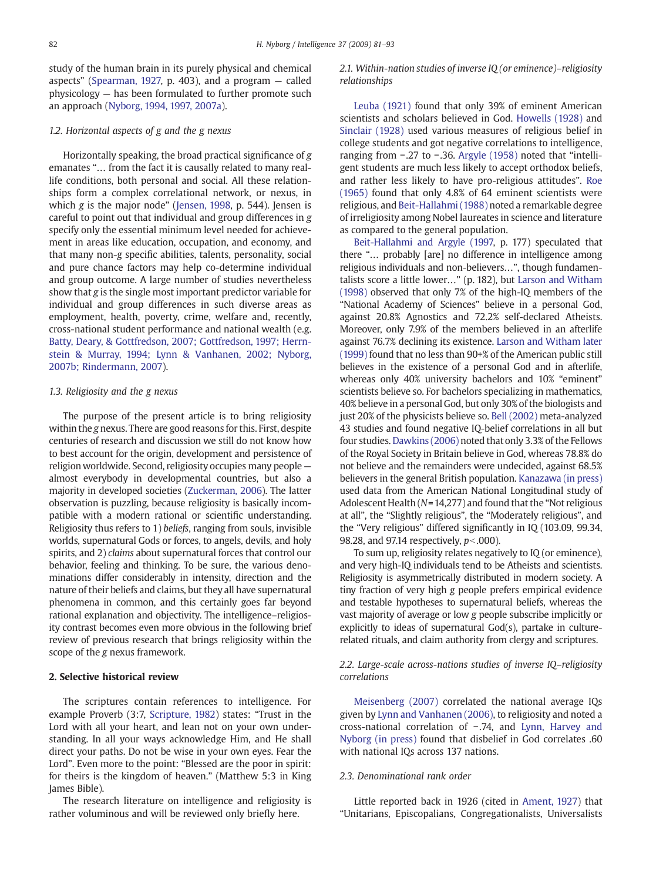study of the human brain in its purely physical and chemical aspects" (Spearman, 1927, p. 403), and a program — called physicology — has been formulated to further promote such an approach (Nyborg, 1994, 1997, 2007a).

### 1.2. Horizontal aspects of g and the g nexus

Horizontally speaking, the broad practical significance of *g* emanates "… from the fact it is causally related to many real-life conditions, both personal and social. All these relationships form a complex correlational network, or nexus, in which *g* is the major node" (Jensen, 1998, p. 544). Jensen is careful to point out that individual and group differences in *g* specify only the essential minimum level needed for achievement in areas like education, occupation, and economy, and that many non-*g* specific abilities, talents, personality, social and pure chance factors may help co-determine individual and group outcome. A large number of studies nevertheless show that *g* is the single most important predictor variable for individual and group differences in such diverse areas as employment, health, poverty, crime, welfare and, recently, cross-national student performance and national wealth (e.g. Batty, Deary, & Gottfredson, 2007; Gottfredson, 1997; Herrnstein & Murray, 1994; Lynn & Vanhanen, 2002; Nyborg, 2007b; Rindermann, 2007).

### 1.3. Religiosity and the g nexus

The purpose of the present article is to bring religiosity within the *g* nexus. There are good reasons for this. First, despite centuries of research and discussion we still do not know how to best account for the origin, development and persistence of religion worldwide. Second, religiosity occupies many people — almost everybody in developmental countries, but also a majority in developed societies (Zuckerman, 2006). The latter observation is puzzling, because religiosity is basically incompatible with a modern rational or scientific understanding. Religiosity thus refers to 1) *beliefs*, ranging from souls, invisible worlds, supernatural Gods or forces, to angels, devils, and holy spirits, and 2) *claims* about supernatural forces that control our behavior, feeling and thinking. To be sure, the various denominations differ considerably in intensity, direction and the nature of their beliefs and claims, but they all have supernatural phenomena in common, and this certainly goes far beyond rational explanation and objectivity. The intelligence–religiosity contrast becomes even more obvious in the following brief review of previous research that brings religiosity within the scope of the *g* nexus framework.

## 2. Selective historical review

The scriptures contain references to intelligence. For example Proverb (3:7, Scripture, 1982) states: "Trust in the Lord with all your heart, and lean not on your own understanding. In all your ways acknowledge Him, and He shall direct your paths. Do not be wise in your own eyes. Fear the Lord". Even more to the point: "Blessed are the poor in spirit: for theirs is the kingdom of heaven." (Matthew 5:3 in King James Bible).

The research literature on intelligence and religiosity is rather voluminous and will be reviewed only briefly here.

### 2.1. Within-nation studies of inverse IQ (or eminence)–religiosity relationships

Leuba (1921) found that only 39% of eminent American scientists and scholars believed in God. Howells (1928) and Sinclair (1928) used various measures of religious belief in college students and got negative correlations to intelligence, ranging from −.27 to −.36. Argyle (1958) noted that "intelligent students are much less likely to accept orthodox beliefs, and rather less likely to have pro-religious attitudes". Roe (1965) found that only 4.8% of 64 eminent scientists were religious, and Beit-Hallahmi (1988) noted a remarkable degree of irreligiosity among Nobel laureates in science and literature as compared to the general population.

Beit-Hallahmi and Argyle (1997, p. 177) speculated that there "… probably [are] no difference in intelligence among religious individuals and non-believers…", though fundamentalists score a little lower…" (p. 182), but Larson and Witham (1998) observed that only 7% of the high-IQ members of the "National Academy of Sciences" believe in a personal God, against 20.8% Agnostics and 72.2% self-declared Atheists. Moreover, only 7.9% of the members believed in an afterlife against 76.7% declining its existence. Larson and Witham later (1999) found that no less than 90+% of the American public still believes in the existence of a personal God and in afterlife, whereas only 40% university bachelors and 10% "eminent" scientists believe so. For bachelors specializing in mathematics, 40% believe in a personal God, but only 30% of the biologists and just 20% of the physicists believe so. Bell (2002) meta-analyzed 43 studies and found negative IQ-belief correlations in all but four studies. Dawkins (2006) noted that only 3.3% of the Fellows of the Royal Society in Britain believe in God, whereas 78.8% do not believe and the remainders were undecided, against 68.5% believers in the general British population. Kanazawa (in press) used data from the American National Longitudinal study of Adolescent Health ($N = 14{,}277$) and found that the "Not religious at all", the "Slightly religious", the "Moderately religious", and the "Very religious" differed significantly in IQ (103.09, 99.34, 98.28, and 97.14 respectively, $p < .000$).

To sum up, religiosity relates negatively to IQ (or eminence), and very high-IQ individuals tend to be Atheists and scientists. Religiosity is asymmetrically distributed in modern society. A tiny fraction of very high *g* people prefers empirical evidence and testable hypotheses to supernatural beliefs, whereas the vast majority of average or low *g* people subscribe implicitly or explicitly to ideas of supernatural God(s), partake in culture-related rituals, and claim authority from clergy and scriptures.

### 2.2. Large-scale across-nations studies of inverse IQ–religiosity correlations

Meisenberg (2007) correlated the national average IQs given by Lynn and Vanhanen (2006), to religiosity and noted a cross-national correlation of −.74, and Lynn, Harvey and Nyborg (in press) found that disbelief in God correlates .60 with national IQs across 137 nations.

### 2.3. Denominational rank order

Little reported back in 1926 (cited in Ament, 1927) that "Unitarians, Episcopalians, Congregationalists, Universalists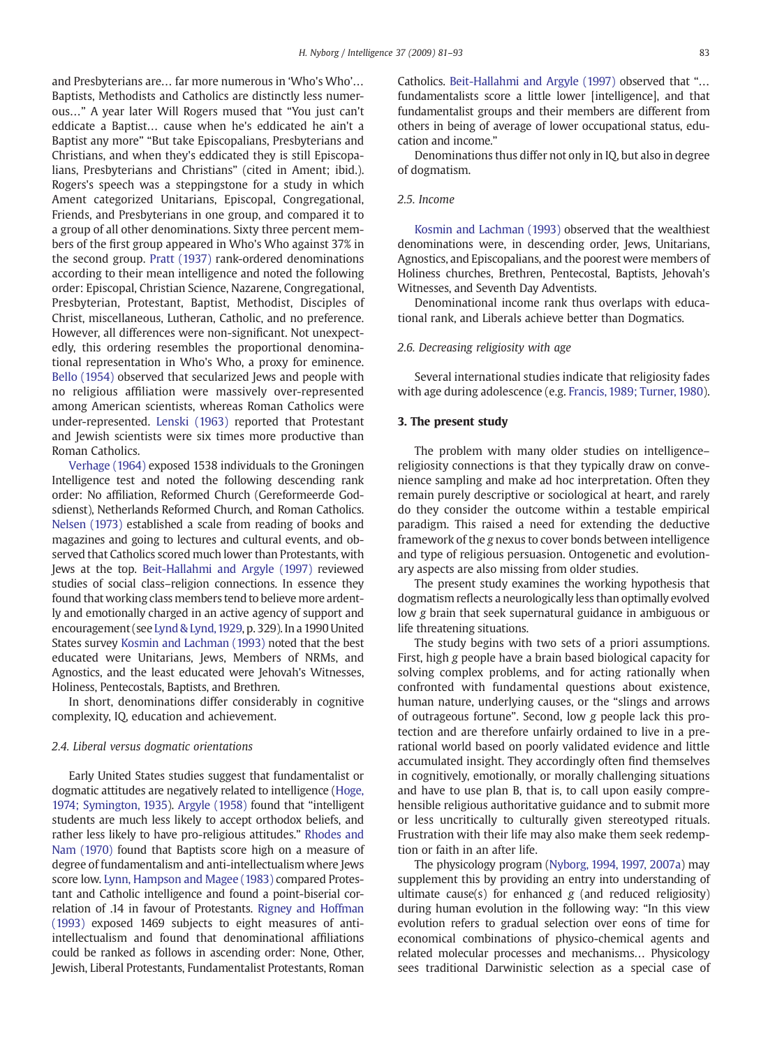and Presbyterians are… far more numerous in 'Who's Who'… Baptists, Methodists and Catholics are distinctly less numerous…" A year later Will Rogers mused that "You just can't eddicate a Baptist… cause when he's eddicated he ain't a Baptist any more" "But take Episcopalians, Presbyterians and Christians, and when they's eddicated they is still Episcopalians, Presbyterians and Christians" (cited in Ament; ibid.). Rogers's speech was a steppingstone for a study in which Ament categorized Unitarians, Episcopal, Congregational, Friends, and Presbyterians in one group, and compared it to a group of all other denominations. Sixty three percent members of the first group appeared in Who's Who against 37% in the second group. Pratt (1937) rank-ordered denominations according to their mean intelligence and noted the following order: Episcopal, Christian Science, Nazarene, Congregational, Presbyterian, Protestant, Baptist, Methodist, Disciples of Christ, miscellaneous, Lutheran, Catholic, and no preference. However, all differences were non-significant. Not unexpectedly, this ordering resembles the proportional denominational representation in Who's Who, a proxy for eminence. Bello (1954) observed that secularized Jews and people with no religious affiliation were massively over-represented among American scientists, whereas Roman Catholics were under-represented. Lenski (1963) reported that Protestant and Jewish scientists were six times more productive than Roman Catholics.

Verhage (1964) exposed 1538 individuals to the Groningen Intelligence test and noted the following descending rank order: No affiliation, Reformed Church (Gereformeerde Godsdienst), Netherlands Reformed Church, and Roman Catholics. Nelsen (1973) established a scale from reading of books and magazines and going to lectures and cultural events, and observed that Catholics scored much lower than Protestants, with Jews at the top. Beit-Hallahmi and Argyle (1997) reviewed studies of social class–religion connections. In essence they found that working class members tend to believe more ardently and emotionally charged in an active agency of support and encouragement (see Lynd & Lynd, 1929, p. 329). In a 1990 United States survey Kosmin and Lachman (1993) noted that the best educated were Unitarians, Jews, Members of NRMs, and Agnostics, and the least educated were Jehovah's Witnesses, Holiness, Pentecostals, Baptists, and Brethren.

In short, denominations differ considerably in cognitive complexity, IQ, education and achievement.

### 2.4. Liberal versus dogmatic orientations

Early United States studies suggest that fundamentalist or dogmatic attitudes are negatively related to intelligence (Hoge, 1974; Symington, 1935). Argyle (1958) found that "intelligent students are much less likely to accept orthodox beliefs, and rather less likely to have pro-religious attitudes." Rhodes and Nam (1970) found that Baptists score high on a measure of degree of fundamentalism and anti-intellectualism where Jews score low. Lynn, Hampson and Magee (1983) compared Protestant and Catholic intelligence and found a point-biserial correlation of .14 in favour of Protestants. Rigney and Hoffman (1993) exposed 1469 subjects to eight measures of anti-intellectualism and found that denominational affiliations could be ranked as follows in ascending order: None, Other, Jewish, Liberal Protestants, Fundamentalist Protestants, Roman Catholics. Beit-Hallahmi and Argyle (1997) observed that "… fundamentalists score a little lower [intelligence], and that fundamentalist groups and their members are different from others in being of average of lower occupational status, education and income."

Denominations thus differ not only in IQ, but also in degree of dogmatism.

### 2.5. Income

Kosmin and Lachman (1993) observed that the wealthiest denominations were, in descending order, Jews, Unitarians, Agnostics, and Episcopalians, and the poorest were members of Holiness churches, Brethren, Pentecostal, Baptists, Jehovah's Witnesses, and Seventh Day Adventists.

Denominational income rank thus overlaps with educational rank, and Liberals achieve better than Dogmatics.

### 2.6. Decreasing religiosity with age

Several international studies indicate that religiosity fades with age during adolescence (e.g. Francis, 1989; Turner, 1980).

## 3. The present study

The problem with many older studies on intelligence–religiosity connections is that they typically draw on convenience sampling and make ad hoc interpretation. Often they remain purely descriptive or sociological at heart, and rarely do they consider the outcome within a testable empirical paradigm. This raised a need for extending the deductive framework of the *g* nexus to cover bonds between intelligence and type of religious persuasion. Ontogenetic and evolutionary aspects are also missing from older studies.

The present study examines the working hypothesis that dogmatism reflects a neurologically less than optimally evolved low *g* brain that seek supernatural guidance in ambiguous or life threatening situations.

The study begins with two sets of a priori assumptions. First, high *g* people have a brain based biological capacity for solving complex problems, and for acting rationally when confronted with fundamental questions about existence, human nature, underlying causes, or the "slings and arrows of outrageous fortune". Second, low *g* people lack this protection and are therefore unfairly ordained to live in a prerational world based on poorly validated evidence and little accumulated insight. They accordingly often find themselves in cognitively, emotionally, or morally challenging situations and have to use plan B, that is, to call upon easily comprehensible religious authoritative guidance and to submit more or less uncritically to culturally given stereotyped rituals. Frustration with their life may also make them seek redemption or faith in an after life.

The physiology program (Nyborg, 1994, 1997, 2007a) may supplement this by providing an entry into understanding of ultimate cause(s) for enhanced *g* (and reduced religiosity) during human evolution in the following way: "In this view evolution refers to gradual selection over eons of time for economical combinations of physico-chemical agents and related molecular processes and mechanisms… Physicology sees traditional Darwinistic selection as a special case of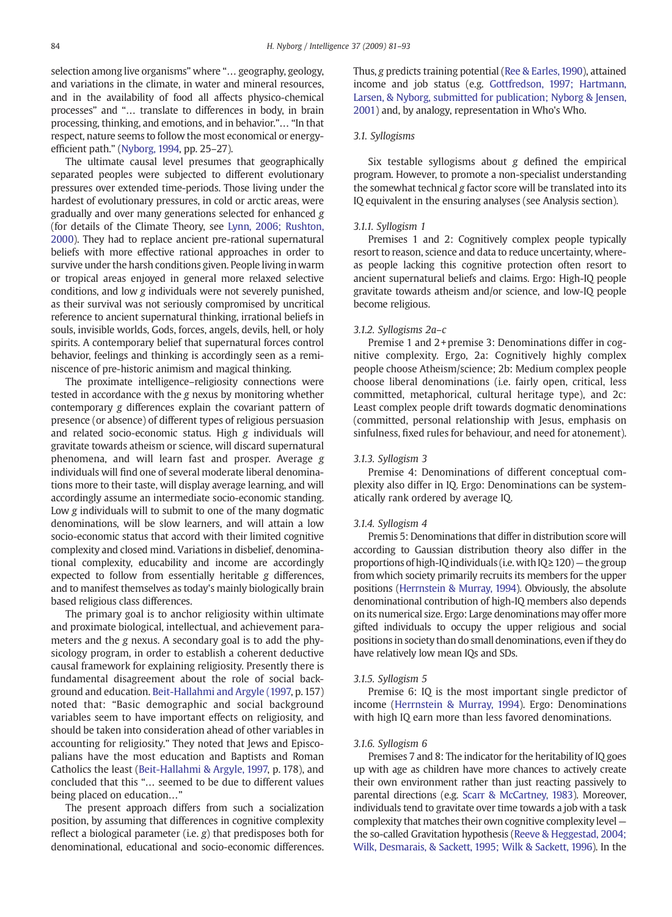selection among live organisms" where "… geography, geology, and variations in the climate, in water and mineral resources, and in the availability of food all affects physico-chemical processes" and "… translate to differences in body, in brain processing, thinking, and emotions, and in behavior."… "In that respect, nature seems to follow the most economical or energy-efficient path." (Nyborg, 1994, pp. 25–27).

The ultimate causal level presumes that geographically separated peoples were subjected to different evolutionary pressures over extended time-periods. Those living under the hardest of evolutionary pressures, in cold or arctic areas, were gradually and over many generations selected for enhanced *g* (for details of the Climate Theory, see Lynn, 2006; Rushton, 2000). They had to replace ancient pre-rational supernatural beliefs with more effective rational approaches in order to survive under the harsh conditions given. People living in warm or tropical areas enjoyed in general more relaxed selective conditions, and low *g* individuals were not severely punished, as their survival was not seriously compromised by uncritical reference to ancient supernatural thinking, irrational beliefs in souls, invisible worlds, Gods, forces, angels, devils, hell, or holy spirits. A contemporary belief that supernatural forces control behavior, feelings and thinking is accordingly seen as a reminiscence of pre-historic animism and magical thinking.

The proximate intelligence–religiosity connections were tested in accordance with the *g* nexus by monitoring whether contemporary *g* differences explain the covariant pattern of presence (or absence) of different types of religious persuasion and related socio-economic status. High *g* individuals will gravitate towards atheism or science, will discard supernatural phenomena, and will learn fast and prosper. Average *g* individuals will find one of several moderate liberal denominations more to their taste, will display average learning, and will accordingly assume an intermediate socio-economic standing. Low *g* individuals will to submit to one of the many dogmatic denominations, will be slow learners, and will attain a low socio-economic status that accord with their limited cognitive complexity and closed mind. Variations in disbelief, denominational complexity, educability and income are accordingly expected to follow from essentially heritable *g* differences, and to manifest themselves as today's mainly biologically brain based religious class differences.

The primary goal is to anchor religiosity within ultimate and proximate biological, intellectual, and achievement parameters and the *g* nexus. A secondary goal is to add the physicology program, in order to establish a coherent deductive causal framework for explaining religiosity. Presently there is fundamental disagreement about the role of social background and education. Beit-Hallahmi and Argyle (1997, p. 157) noted that: "Basic demographic and social background variables seem to have important effects on religiosity, and should be taken into consideration ahead of other variables in accounting for religiosity." They noted that Jews and Episcopalians have the most education and Baptists and Roman Catholics the least (Beit-Hallahmi & Argyle, 1997, p. 178), and concluded that this "… seemed to be due to different values being placed on education…"

The present approach differs from such a socialization position, by assuming that differences in cognitive complexity reflect a biological parameter (i.e. *g*) that predisposes both for denominational, educational and socio-economic differences. Thus, *g* predicts training potential (Ree & Earles, 1990), attained income and job status (e.g. Gottfredson, 1997; Hartmann, Larsen, & Nyborg, submitted for publication; Nyborg & Jensen, 2001) and, by analogy, representation in Who's Who.

### 3.1. Syllogisms

Six testable syllogisms about *g* defined the empirical program. However, to promote a non-specialist understanding the somewhat technical *g* factor score will be translated into its IQ equivalent in the ensuring analyses (see Analysis section).

#### 3.1.1. Syllogism 1

Premises 1 and 2: Cognitively complex people typically resort to reason, science and data to reduce uncertainty, whereas people lacking this cognitive protection often resort to ancient supernatural beliefs and claims. Ergo: High-IQ people gravitate towards atheism and/or science, and low-IQ people become religious.

#### 3.1.2. Syllogisms 2a–c

Premise 1 and 2 + premise 3: Denominations differ in cognitive complexity. Ergo, 2a: Cognitively highly complex people choose Atheism/science; 2b: Medium complex people choose liberal denominations (i.e. fairly open, critical, less committed, metaphorical, cultural heritage type), and 2c: Least complex people drift towards dogmatic denominations (committed, personal relationship with Jesus, emphasis on sinfulness, fixed rules for behaviour, and need for atonement).

#### 3.1.3. Syllogism 3

Premise 4: Denominations of different conceptual complexity also differ in IQ. Ergo: Denominations can be systematically rank ordered by average IQ.

#### 3.1.4. Syllogism 4

Premis 5: Denominations that differ in distribution score will according to Gaussian distribution theory also differ in the proportions of high-IQ individuals (i.e. with IQ ≥ 120) — the group from which society primarily recruits its members for the upper positions (Herrnstein & Murray, 1994). Obviously, the absolute denominational contribution of high-IQ members also depends on its numerical size. Ergo: Large denominations may offer more gifted individuals to occupy the upper religious and social positions in society than do small denominations, even if they do have relatively low mean IQs and SDs.

#### 3.1.5. Syllogism 5

Premise 6: IQ is the most important single predictor of income (Herrnstein & Murray, 1994). Ergo: Denominations with high IQ earn more than less favored denominations.

#### 3.1.6. Syllogism 6

Premises 7 and 8: The indicator for the heritability of IQ goes up with age as children have more chances to actively create their own environment rather than just reacting passively to parental directions (e.g. Scarr & McCartney, 1983). Moreover, individuals tend to gravitate over time towards a job with a task complexity that matches their own cognitive complexity level — the so-called Gravitation hypothesis (Reeve & Heggestad, 2004; Wilk, Desmarais, & Sackett, 1995; Wilk & Sackett, 1996). In the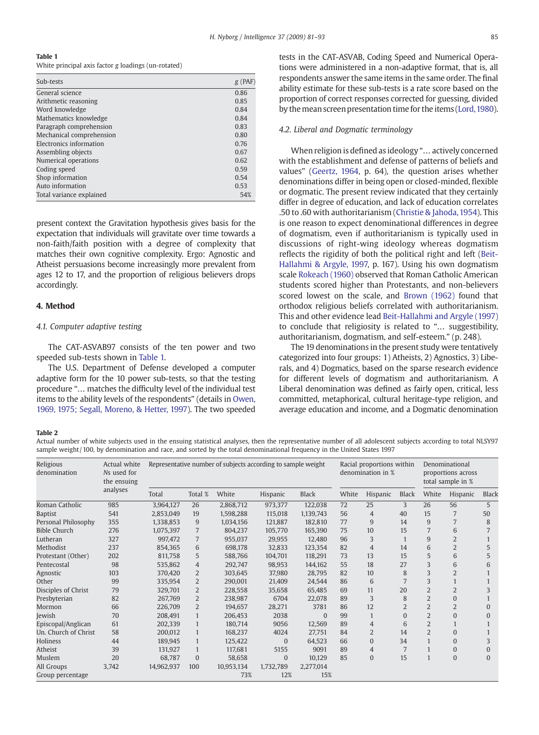**Table 1**
White principal axis factor *g* loadings (un-rotated)

| Sub-tests | *g* (PAF) |
|---|---|
| General science | 0.86 |
| Arithmetic reasoning | 0.85 |
| Word knowledge | 0.84 |
| Mathematics knowledge | 0.84 |
| Paragraph comprehension | 0.83 |
| Mechanical comprehension | 0.80 |
| Electronics information | 0.76 |
| Assembling objects | 0.67 |
| Numerical operations | 0.62 |
| Coding speed | 0.59 |
| Shop information | 0.54 |
| Auto information | 0.53 |
| Total variance explained | 54% |

present context the Gravitation hypothesis gives basis for the expectation that individuals will gravitate over time towards a non-faith/faith position with a degree of complexity that matches their own cognitive complexity. Ergo: Agnostic and Atheist persuasions become increasingly more prevalent from ages 12 to 17, and the proportion of religious believers drops accordingly.

## 4. Method

### 4.1. Computer adaptive testing

The CAT-ASVAB97 consists of the ten power and two speeded sub-tests shown in Table 1.

The U.S. Department of Defense developed a computer adaptive form for the 10 power sub-tests, so that the testing procedure "… matches the difficulty level of the individual test items to the ability levels of the respondents" (details in Owen, 1969, 1975; Segall, Moreno, & Hetter, 1997). The two speeded tests in the CAT-ASVAB, Coding Speed and Numerical Operations were administered in a non-adaptive format, that is, all respondents answer the same items in the same order. The final ability estimate for these sub-tests is a rate score based on the proportion of correct responses corrected for guessing, divided by the mean screen presentation time for the items (Lord, 1980).

### 4.2. Liberal and Dogmatic terminology

When religion is defined as ideology "… actively concerned with the establishment and defense of patterns of beliefs and values" (Geertz, 1964, p. 64), the question arises whether denominations differ in being open or closed-minded, flexible or dogmatic. The present review indicated that they certainly differ in degree of education, and lack of education correlates .50 to .60 with authoritarianism (Christie & Jahoda, 1954). This is one reason to expect denominational differences in degree of dogmatism, even if authoritarianism is typically used in discussions of right-wing ideology whereas dogmatism reflects the rigidity of both the political right and left (Beit-Hallahmi & Argyle, 1997, p. 167). Using his own dogmatism scale Rokeach (1960) observed that Roman Catholic American students scored higher than Protestants, and non-believers scored lowest on the scale, and Brown (1962) found that orthodox religious beliefs correlated with authoritarianism. This and other evidence lead Beit-Hallahmi and Argyle (1997) to conclude that religiosity is related to "… suggestibility, authoritarianism, dogmatism, and self-esteem." (p. 248).

The 19 denominations in the present study were tentatively categorized into four groups: 1) Atheists, 2) Agnostics, 3) Liberals, and 4) Dogmatics, based on the sparse research evidence for different levels of dogmatism and authoritarianism. A Liberal denomination was defined as fairly open, critical, less committed, metaphorical, cultural heritage-type religion, and average education and income, and a Dogmatic denomination

**Table 2**
Actual number of white subjects used in the ensuing statistical analyses, then the representative number of all adolescent subjects according to total NLSY97 sample weight/100, by denomination and race, and sorted by the total denominational frequency in the United States 1997

| Religious denomination | Actual white Ns used for the ensuing analyses | Representative number of subjects according to sample weight | | | | | Racial proportions within denomination in % | | | Denominational proportions across total sample in % | | |
|---|---|---|---|---|---|---|---|---|---|---|---|---|
| | | Total | Total % | White | Hispanic | Black | White | Hispanic | Black | White | Hispanic | Black |
| Roman Catholic | 985 | 3,964,127 | 26 | 2,868,712 | 973,377 | 122,038 | 72 | 25 | 3 | 26 | 56 | 5 |
| Baptist | 541 | 2,853,049 | 19 | 1,598,288 | 115,018 | 1,139,743 | 56 | 4 | 40 | 15 | 7 | 50 |
| Personal Philosophy | 355 | 1,338,853 | 9 | 1,034,156 | 121,887 | 182,810 | 77 | 9 | 14 | 9 | 7 | 8 |
| Bible Church | 276 | 1,075,397 | 7 | 804,237 | 105,770 | 165,390 | 75 | 10 | 15 | 7 | 6 | 7 |
| Lutheran | 327 | 997,472 | 7 | 955,037 | 29,955 | 12,480 | 96 | 3 | 1 | 9 | 2 | 1 |
| Methodist | 237 | 854,365 | 6 | 698,178 | 32,833 | 123,354 | 82 | 4 | 14 | 6 | 2 | 5 |
| Protestant (Other) | 202 | 811,758 | 5 | 588,766 | 104,701 | 118,291 | 73 | 13 | 15 | 5 | 6 | 5 |
| Pentecostal | 98 | 535,862 | 4 | 292,747 | 98,953 | 144,162 | 55 | 18 | 27 | 3 | 6 | 6 |
| Agnostic | 103 | 370,420 | 2 | 303,645 | 37,980 | 28,795 | 82 | 10 | 8 | 3 | 2 | 1 |
| Other | 99 | 335,954 | 2 | 290,001 | 21,409 | 24,544 | 86 | 6 | 7 | 3 | 1 | 1 |
| Disciples of Christ | 79 | 329,701 | 2 | 228,558 | 35,658 | 65,485 | 69 | 11 | 20 | 2 | 2 | 3 |
| Presbyterian | 82 | 267,769 | 2 | 238,987 | 6704 | 22,078 | 89 | 3 | 8 | 2 | 0 | 1 |
| Mormon | 66 | 226,709 | 2 | 194,657 | 28,271 | 3781 | 86 | 12 | 2 | 2 | 2 | 0 |
| Jewish | 70 | 208,491 | 1 | 206,453 | 2038 | 0 | 99 | 1 | 0 | 2 | 0 | 0 |
| Episcopal/Anglican | 61 | 202,339 | 1 | 180,714 | 9056 | 12,569 | 89 | 4 | 6 | 2 | 1 | 1 |
| Un. Church of Christ | 58 | 200,012 | 1 | 168,237 | 4024 | 27,751 | 84 | 2 | 14 | 2 | 0 | 1 |
| Holiness | 44 | 189,945 | 1 | 125,422 | 0 | 64,523 | 66 | 0 | 34 | 1 | 0 | 3 |
| Atheist | 39 | 131,927 | 1 | 117,681 | 5155 | 9091 | 89 | 4 | 7 | 1 | 0 | 0 |
| Muslem | 20 | 68,787 | 0 | 58,658 | 0 | 10,129 | 85 | 0 | 15 | 1 | 0 | 0 |
| All Groups | 3,742 | 14,962,937 | 100 | 10,953,134 | 1,732,789 | 2,277,014 | | | | | | |
| Group percentage | | | | 73% | 12% | 15% | | | | | | |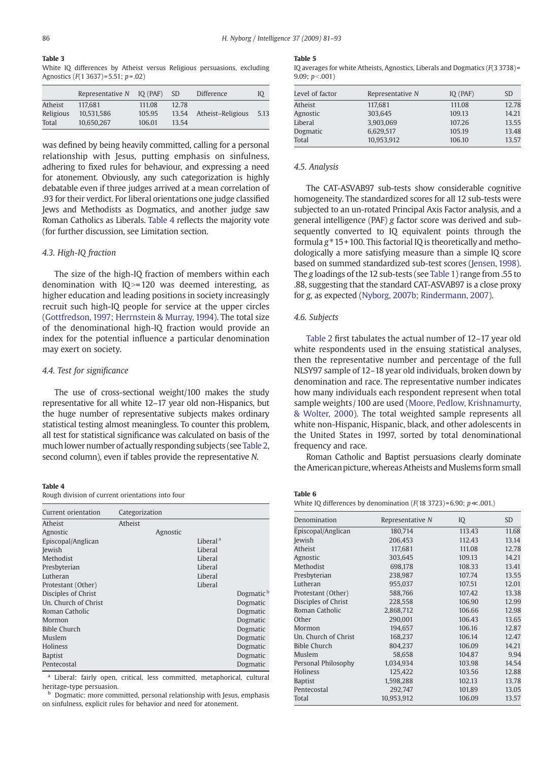**Table 3**
White IQ differences by Atheist versus Religious persuasions, excluding Agnostics ($F(1\ 3637)=5.51$; $p=.02$)

| | Representative N | IQ (PAF) | SD | Difference | IQ |
|---|---|---|---|---|---|
| Atheist | 117,681 | 111.08 | 12.78 | | |
| Religious | 10,531,586 | 105.95 | 13.54 | Atheist–Religious | 5.13 |
| Total | 10,650,267 | 106.01 | 13.54 | | |

was defined by being heavily committed, calling for a personal relationship with Jesus, putting emphasis on sinfulness, adhering to fixed rules for behaviour, and expressing a need for atonement. Obviously, any such categorization is highly debatable even if three judges arrived at a mean correlation of .93 for their verdict. For liberal orientations one judge classified Jews and Methodists as Dogmatics, and another judge saw Roman Catholics as Liberals. Table 4 reflects the majority vote (for further discussion, see Limitation section.

### 4.3. High-IQ fraction

The size of the high-IQ fraction of members within each denomination with IQ>=120 was deemed interesting, as higher education and leading positions in society increasingly recruit such high-IQ people for service at the upper circles (Gottfredson, 1997; Herrnstein & Murray, 1994). The total size of the denominational high-IQ fraction would provide an index for the potential influence a particular denomination may exert on society.

### 4.4. Test for significance

The use of cross-sectional weight/100 makes the study representative for all white 12–17 year old non-Hispanics, but the huge number of representative subjects makes ordinary statistical testing almost meaningless. To counter this problem, all test for statistical significance was calculated on basis of the much lower number of actually responding subjects (see Table 2, second column), even if tables provide the representative *N*.

**Table 4**
Rough division of current orientations into four

| Current orientation | Categorization | | | |
|---|---|---|---|---|
| Atheist | Atheist | | | |
| Agnostic | | Agnostic | | |
| Episcopal/Anglican | | | Liberal [a] | |
| Jewish | | | Liberal | |
| Methodist | | | Liberal | |
| Presbyterian | | | Liberal | |
| Lutheran | | | Liberal | |
| Protestant (Other) | | | Liberal | |
| Disciples of Christ | | | | Dogmatic [b] |
| Un. Church of Christ | | | | Dogmatic |
| Roman Catholic | | | | Dogmatic |
| Mormon | | | | Dogmatic |
| Bible Church | | | | Dogmatic |
| Muslem | | | | Dogmatic |
| Holiness | | | | Dogmatic |
| Baptist | | | | Dogmatic |
| Pentecostal | | | | Dogmatic |

[a] Liberal: fairly open, critical, less committed, metaphorical, cultural heritage-type persuasion.
[b] Dogmatic: more committed, personal relationship with Jesus, emphasis on sinfulness, explicit rules for behavior and need for atonement.

**Table 5**
IQ averages for white Atheists, Agnostics, Liberals and Dogmatics ($F(3\ 3738)=9.09$; $p<.001$)

| Level of factor | Representative N | IQ (PAF) | SD |
|---|---|---|---|
| Atheist | 117,681 | 111.08 | 12.78 |
| Agnostic | 303,645 | 109.13 | 14.21 |
| Liberal | 3,903,069 | 107.26 | 13.55 |
| Dogmatic | 6,629,517 | 105.19 | 13.48 |
| Total | 10,953,912 | 106.10 | 13.57 |

### 4.5. Analysis

The CAT-ASVAB97 sub-tests show considerable cognitive homogeneity. The standardized scores for all 12 sub-tests were subjected to an un-rotated Principal Axis Factor analysis, and a general intelligence (PAF) *g* factor score was derived and subsequently converted to IQ equivalent points through the formula $g*15+100$. This factorial IQ is theoretically and methodologically a more satisfying measure than a simple IQ score based on summed standardized sub-test scores (Jensen, 1998). The *g* loadings of the 12 sub-tests (see Table 1) range from .55 to .88, suggesting that the standard CAT-ASVAB97 is a close proxy for *g*, as expected (Nyborg, 2007b; Rindermann, 2007).

### 4.6. Subjects

Table 2 first tabulates the actual number of 12–17 year old white respondents used in the ensuing statistical analyses, then the representative number and percentage of the full NLSY97 sample of 12–18 year old individuals, broken down by denomination and race. The representative number indicates how many individuals each respondent represent when total sample weights/100 are used (Moore, Pedlow, Krishnamurty, & Wolter, 2000). The total weighted sample represents all white non-Hispanic, Hispanic, black, and other adolescents in the United States in 1997, sorted by total denominational frequency and race.

Roman Catholic and Baptist persuasions clearly dominate the American picture, whereas Atheists and Muslems form small

**Table 6**
White IQ differences by denomination ($F(18\ 3723)=6.90$; $p\ll.001$.)

| Denomination | Representative N | IQ | SD |
|---|---|---|---|
| Episcopal/Anglican | 180,714 | 113.43 | 11.68 |
| Jewish | 206,453 | 112.43 | 13.14 |
| Atheist | 117,681 | 111.08 | 12.78 |
| Agnostic | 303,645 | 109.13 | 14.21 |
| Methodist | 698,178 | 108.33 | 13.41 |
| Presbyterian | 238,987 | 107.74 | 13.55 |
| Lutheran | 955,037 | 107.51 | 13.08 |
| Protestant (Other) | 588,766 | 107.42 | 13.38 |
| Disciples of Christ | 228,558 | 106.90 | 12.99 |
| Roman Catholic | 2,868,712 | 106.66 | 12.98 |
| Other | 290,001 | 106.43 | 13.65 |
| Mormon | 194,657 | 106.16 | 12.87 |
| Un. Church of Christ | 168,237 | 106.14 | 12.47 |
| Bible Church | 804,237 | 106.09 | 14.21 |
| Muslem | 58,658 | 104.87 | 9.94 |
| Personal Philosophy | 1,034,934 | 103.98 | 14.54 |
| Holiness | 125,422 | 103.56 | 12.88 |
| Baptist | 1,598,288 | 102.13 | 13.78 |
| Pentecostal | 292,747 | 101.89 | 13.05 |
| Total | 10,953,912 | 106.09 | 13.57 |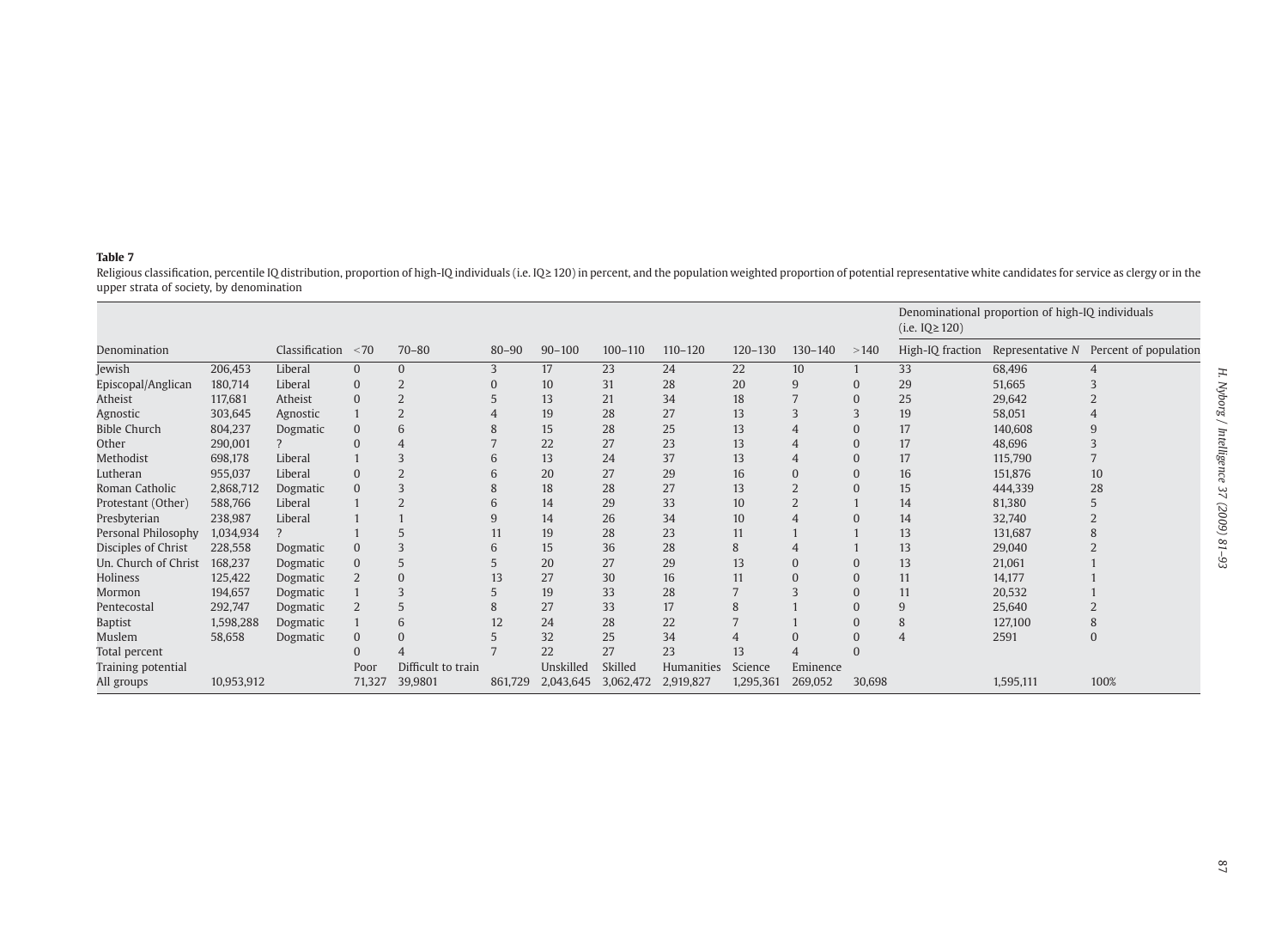**Table 7**

Religious classification, percentile IQ distribution, proportion of high-IQ individuals (i.e. IQ ≥ 120) in percent, and the population weighted proportion of potential representative white candidates for service as clergy or in the upper strata of society, by denomination

| | | | | | | | | | | | | Denominational proportion of high-IQ individuals (i.e. IQ ≥ 120) | | |
|---|---|---|---|---|---|---|---|---|---|---|---|---|---|---|
| Denomination | | Classification | <70 | 70–80 | 80–90 | 90–100 | 100–110 | 110–120 | 120–130 | 130–140 | >140 | High-IQ fraction | Representative *N* | Percent of population |
| Jewish | 206,453 | Liberal | 0 | 0 | 3 | 17 | 23 | 24 | 22 | 10 | 1 | 33 | 68,496 | 4 |
| Episcopal/Anglican | 180,714 | Liberal | 0 | 2 | 0 | 10 | 31 | 28 | 20 | 9 | 0 | 29 | 51,665 | 3 |
| Atheist | 117,681 | Atheist | 0 | 2 | 5 | 13 | 21 | 34 | 18 | 7 | 0 | 25 | 29,642 | 2 |
| Agnostic | 303,645 | Agnostic | 1 | 2 | 4 | 19 | 28 | 27 | 13 | 3 | 3 | 19 | 58,051 | 4 |
| Bible Church | 804,237 | Dogmatic | 0 | 6 | 8 | 15 | 28 | 25 | 13 | 4 | 0 | 17 | 140,608 | 9 |
| Other | 290,001 | ? | 0 | 4 | 7 | 22 | 27 | 23 | 13 | 4 | 0 | 17 | 48,696 | 3 |
| Methodist | 698,178 | Liberal | 1 | 3 | 6 | 13 | 24 | 37 | 13 | 4 | 0 | 17 | 115,790 | 7 |
| Lutheran | 955,037 | Liberal | 0 | 2 | 6 | 20 | 27 | 29 | 16 | 0 | 0 | 16 | 151,876 | 10 |
| Roman Catholic | 2,868,712 | Dogmatic | 0 | 3 | 8 | 18 | 28 | 27 | 13 | 2 | 0 | 15 | 444,339 | 28 |
| Protestant (Other) | 588,766 | Liberal | 1 | 2 | 6 | 14 | 29 | 33 | 10 | 2 | 1 | 14 | 81,380 | 5 |
| Presbyterian | 238,987 | Liberal | 1 | 1 | 9 | 14 | 26 | 34 | 10 | 4 | 0 | 14 | 32,740 | 2 |
| Personal Philosophy | 1,034,934 | ? | 1 | 5 | 11 | 19 | 28 | 23 | 11 | 1 | 1 | 13 | 131,687 | 8 |
| Disciples of Christ | 228,558 | Dogmatic | 0 | 3 | 6 | 15 | 36 | 28 | 8 | 4 | 1 | 13 | 29,040 | 2 |
| Un. Church of Christ | 168,237 | Dogmatic | 0 | 5 | 5 | 20 | 27 | 29 | 13 | 0 | 0 | 13 | 21,061 | 1 |
| Holiness | 125,422 | Dogmatic | 2 | 0 | 13 | 27 | 30 | 16 | 11 | 0 | 0 | 11 | 14,177 | 1 |
| Mormon | 194,657 | Dogmatic | 1 | 3 | 5 | 19 | 33 | 28 | 7 | 3 | 0 | 11 | 20,532 | 1 |
| Pentecostal | 292,747 | Dogmatic | 2 | 5 | 8 | 27 | 33 | 17 | 8 | 1 | 0 | 9 | 25,640 | 2 |
| Baptist | 1,598,288 | Dogmatic | 1 | 6 | 12 | 24 | 28 | 22 | 7 | 1 | 0 | 8 | 127,100 | 8 |
| Muslem | 58,658 | Dogmatic | 0 | 0 | 5 | 32 | 25 | 34 | 4 | 0 | 0 | 4 | 2591 | 0 |
| Total percent | | | 0 | 4 | 7 | 22 | 27 | 23 | 13 | 4 | 0 | | | |
| Training potential | | | Poor | Difficult to train | | Unskilled | Skilled | Humanities | Science | Eminence | | | | |
| All groups | 10,953,912 | | 71,327 | 39,9801 | 861,729 | 2,043,645 | 3,062,472 | 2,919,827 | 1,295,361 | 269,052 | 30,698 | | 1,595,111 | 100% |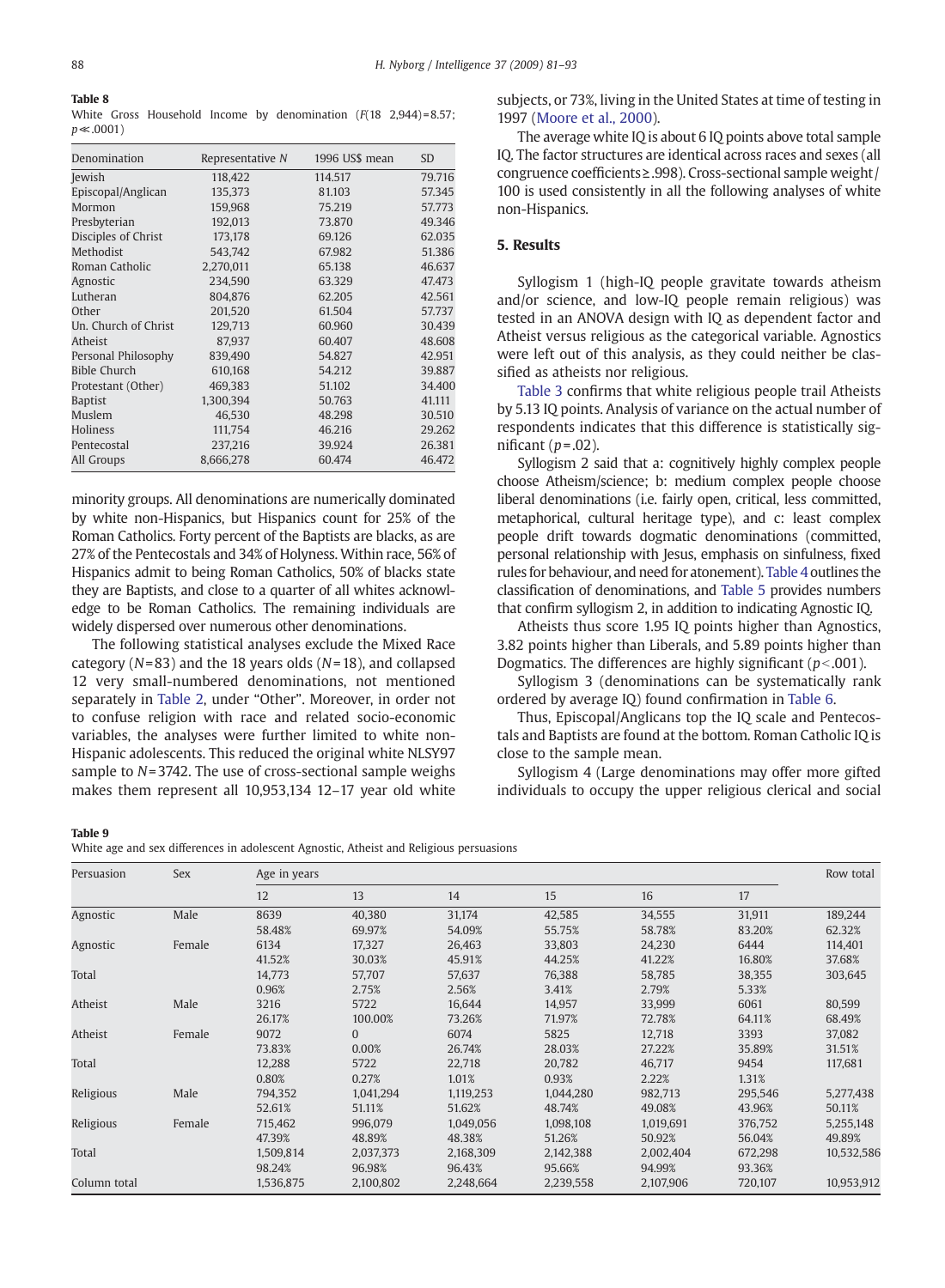**Table 8**
White Gross Household Income by denomination ($F(18\ 2{,}944)=8.57$; $p\ll.0001$)

| Denomination | Representative N | 1996 US$ mean | SD |
|---|---|---|---|
| Jewish | 118,422 | 114.517 | 79.716 |
| Episcopal/Anglican | 135,373 | 81.103 | 57.345 |
| Mormon | 159,968 | 75.219 | 57.773 |
| Presbyterian | 192,013 | 73.870 | 49.346 |
| Disciples of Christ | 173,178 | 69.126 | 62.035 |
| Methodist | 543,742 | 67.982 | 51.386 |
| Roman Catholic | 2,270,011 | 65.138 | 46.637 |
| Agnostic | 234,590 | 63.329 | 47.473 |
| Lutheran | 804,876 | 62.205 | 42.561 |
| Other | 201,520 | 61.504 | 57.737 |
| Un. Church of Christ | 129,713 | 60.960 | 30.439 |
| Atheist | 87,937 | 60.407 | 48.608 |
| Personal Philosophy | 839,490 | 54.827 | 42.951 |
| Bible Church | 610,168 | 54.212 | 39.887 |
| Protestant (Other) | 469,383 | 51.102 | 34.400 |
| Baptist | 1,300,394 | 50.763 | 41.111 |
| Muslem | 46,530 | 48.298 | 30.510 |
| Holiness | 111,754 | 46.216 | 29.262 |
| Pentecostal | 237,216 | 39.924 | 26.381 |
| All Groups | 8,666,278 | 60.474 | 46.472 |

minority groups. All denominations are numerically dominated by white non-Hispanics, but Hispanics count for 25% of the Roman Catholics. Forty percent of the Baptists are blacks, as are 27% of the Pentecostals and 34% of Holyness. Within race, 56% of Hispanics admit to being Roman Catholics, 50% of blacks state they are Baptists, and close to a quarter of all whites acknowledge to be Roman Catholics. The remaining individuals are widely dispersed over numerous other denominations.

The following statistical analyses exclude the Mixed Race category ($N=83$) and the 18 years olds ($N=18$), and collapsed 12 very small-numbered denominations, not mentioned separately in Table 2, under "Other". Moreover, in order not to confuse religion with race and related socio-economic variables, the analyses were further limited to white non-Hispanic adolescents. This reduced the original white NLSY97 sample to $N=3742$. The use of cross-sectional sample weighs makes them represent all 10,953,134 12–17 year old white subjects, or 73%, living in the United States at time of testing in 1997 (Moore et al., 2000).

The average white IQ is about 6 IQ points above total sample IQ. The factor structures are identical across races and sexes (all congruence coefficients ≥ .998). Cross-sectional sample weight/100 is used consistently in all the following analyses of white non-Hispanics.

## 5. Results

Syllogism 1 (high-IQ people gravitate towards atheism and/or science, and low-IQ people remain religious) was tested in an ANOVA design with IQ as dependent factor and Atheist versus religious as the categorical variable. Agnostics were left out of this analysis, as they could neither be classified as atheists nor religious.

Table 3 confirms that white religious people trail Atheists by 5.13 IQ points. Analysis of variance on the actual number of respondents indicates that this difference is statistically significant ($p=.02$).

Syllogism 2 said that a: cognitively highly complex people choose Atheism/science; b: medium complex people choose liberal denominations (i.e. fairly open, critical, less committed, metaphorical, cultural heritage type), and c: least complex people drift towards dogmatic denominations (committed, personal relationship with Jesus, emphasis on sinfulness, fixed rules for behaviour, and need for atonement). Table 4 outlines the classification of denominations, and Table 5 provides numbers that confirm syllogism 2, in addition to indicating Agnostic IQ.

Atheists thus score 1.95 IQ points higher than Agnostics, 3.82 points higher than Liberals, and 5.89 points higher than Dogmatics. The differences are highly significant ($p<.001$).

Syllogism 3 (denominations can be systematically rank ordered by average IQ) found confirmation in Table 6.

Thus, Episcopal/Anglicans top the IQ scale and Pentecostals and Baptists are found at the bottom. Roman Catholic IQ is close to the sample mean.

Syllogism 4 (Large denominations may offer more gifted individuals to occupy the upper religious clerical and social

**Table 9**
White age and sex differences in adolescent Agnostic, Atheist and Religious persuasions

| Persuasion | Sex | Age in years | | | | | | Row total |
|---|---|---|---|---|---|---|---|---|
| | | 12 | 13 | 14 | 15 | 16 | 17 | |
| Agnostic | Male | 8639 | 40,380 | 31,174 | 42,585 | 34,555 | 31,911 | 189,244 |
| | | 58.48% | 69.97% | 54.09% | 55.75% | 58.78% | 83.20% | 62.32% |
| Agnostic | Female | 6134 | 17,327 | 26,463 | 33,803 | 24,230 | 6444 | 114,401 |
| | | 41.52% | 30.03% | 45.91% | 44.25% | 41.22% | 16.80% | 37.68% |
| Total | | 14,773 | 57,707 | 57,637 | 76,388 | 58,785 | 38,355 | 303,645 |
| | | 0.96% | 2.75% | 2.56% | 3.41% | 2.79% | 5.33% | |
| Atheist | Male | 3216 | 5722 | 16,644 | 14,957 | 33,999 | 6061 | 80,599 |
| | | 26.17% | 100.00% | 73.26% | 71.97% | 72.78% | 64.11% | 68.49% |
| Atheist | Female | 9072 | 0 | 6074 | 5825 | 12,718 | 3393 | 37,082 |
| | | 73.83% | 0.00% | 26.74% | 28.03% | 27.22% | 35.89% | 31.51% |
| Total | | 12,288 | 5722 | 22,718 | 20,782 | 46,717 | 9454 | 117,681 |
| | | 0.80% | 0.27% | 1.01% | 0.93% | 2.22% | 1.31% | |
| Religious | Male | 794,352 | 1,041,294 | 1,119,253 | 1,044,280 | 982,713 | 295,546 | 5,277,438 |
| | | 52.61% | 51.11% | 51.62% | 48.74% | 49.08% | 43.96% | 50.11% |
| Religious | Female | 715,462 | 996,079 | 1,049,056 | 1,098,108 | 1,019,691 | 376,752 | 5,255,148 |
| | | 47.39% | 48.89% | 48.38% | 51.26% | 50.92% | 56.04% | 49.89% |
| Total | | 1,509,814 | 2,037,373 | 2,168,309 | 2,142,388 | 2,002,404 | 672,298 | 10,532,586 |
| | | 98.24% | 96.98% | 96.43% | 95.66% | 94.99% | 93.36% | |
| Column total | | 1,536,875 | 2,100,802 | 2,248,664 | 2,239,558 | 2,107,906 | 720,107 | 10,953,912 |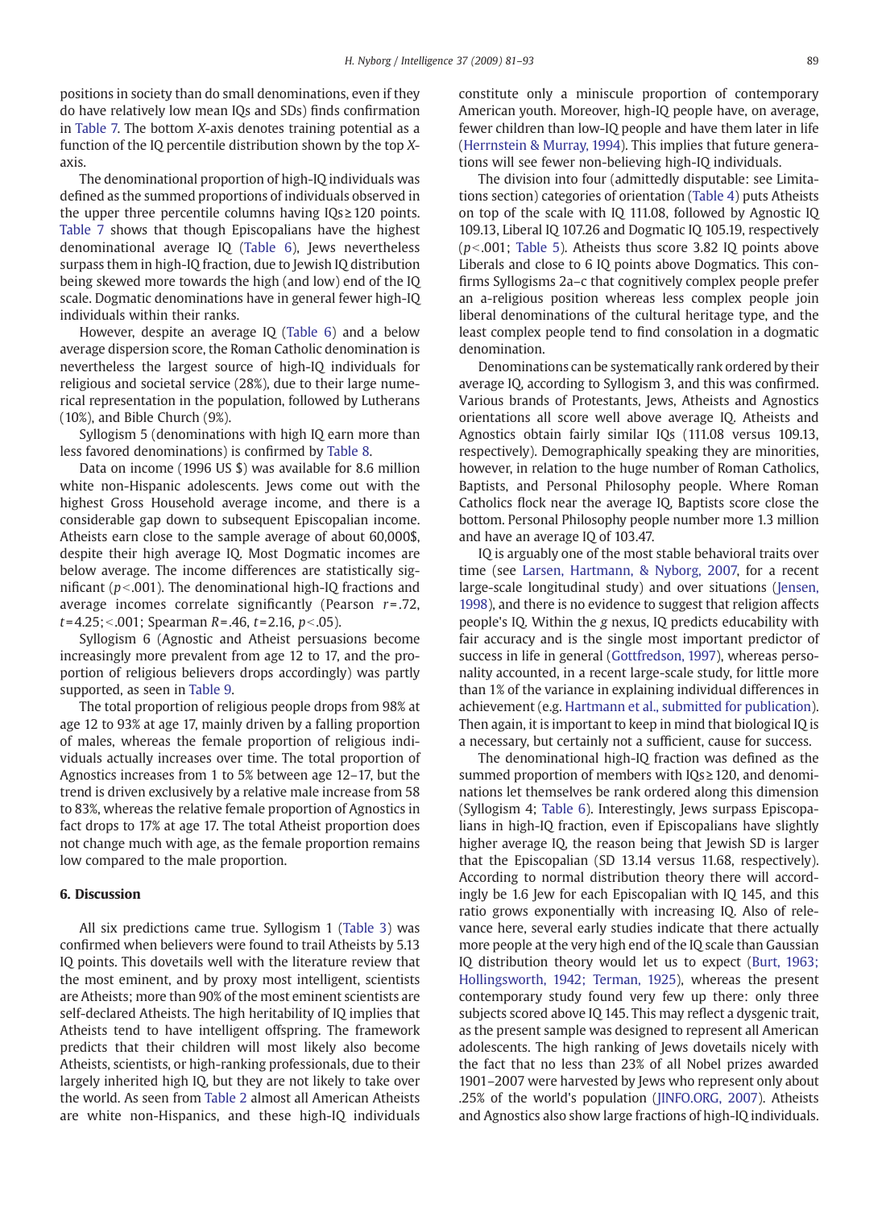positions in society than do small denominations, even if they do have relatively low mean IQs and SDs) finds confirmation in Table 7. The bottom *X*-axis denotes training potential as a function of the IQ percentile distribution shown by the top *X*-axis.

The denominational proportion of high-IQ individuals was defined as the summed proportions of individuals observed in the upper three percentile columns having IQs ≥ 120 points. Table 7 shows that though Episcopalians have the highest denominational average IQ (Table 6), Jews nevertheless surpass them in high-IQ fraction, due to Jewish IQ distribution being skewed more towards the high (and low) end of the IQ scale. Dogmatic denominations have in general fewer high-IQ individuals within their ranks.

However, despite an average IQ (Table 6) and a below average dispersion score, the Roman Catholic denomination is nevertheless the largest source of high-IQ individuals for religious and societal service (28%), due to their large numerical representation in the population, followed by Lutherans (10%), and Bible Church (9%).

Syllogism 5 (denominations with high IQ earn more than less favored denominations) is confirmed by Table 8.

Data on income (1996 US $) was available for 8.6 million white non-Hispanic adolescents. Jews come out with the highest Gross Household average income, and there is a considerable gap down to subsequent Episcopalian income. Atheists earn close to the sample average of about 60,000$, despite their high average IQ. Most Dogmatic incomes are below average. The income differences are statistically significant ($p < .001$). The denominational high-IQ fractions and average incomes correlate significantly (Pearson $r = .72$, $t = 4.25; < .001$; Spearman $R = .46$, $t = 2.16$, $p < .05$).

Syllogism 6 (Agnostic and Atheist persuasions become increasingly more prevalent from age 12 to 17, and the proportion of religious believers drops accordingly) was partly supported, as seen in Table 9.

The total proportion of religious people drops from 98% at age 12 to 93% at age 17, mainly driven by a falling proportion of males, whereas the female proportion of religious individuals actually increases over time. The total proportion of Agnostics increases from 1 to 5% between age 12–17, but the trend is driven exclusively by a relative male increase from 58 to 83%, whereas the relative female proportion of Agnostics in fact drops to 17% at age 17. The total Atheist proportion does not change much with age, as the female proportion remains low compared to the male proportion.

## 6. Discussion

All six predictions came true. Syllogism 1 (Table 3) was confirmed when believers were found to trail Atheists by 5.13 IQ points. This dovetails well with the literature review that the most eminent, and by proxy most intelligent, scientists are Atheists; more than 90% of the most eminent scientists are self-declared Atheists. The high heritability of IQ implies that Atheists tend to have intelligent offspring. The framework predicts that their children will most likely also become Atheists, scientists, or high-ranking professionals, due to their largely inherited high IQ, but they are not likely to take over the world. As seen from Table 2 almost all American Atheists are white non-Hispanics, and these high-IQ individuals constitute only a miniscule proportion of contemporary American youth. Moreover, high-IQ people have, on average, fewer children than low-IQ people and have them later in life (Herrnstein & Murray, 1994). This implies that future generations will see fewer non-believing high-IQ individuals.

The division into four (admittedly disputable: see Limitations section) categories of orientation (Table 4) puts Atheists on top of the scale with IQ 111.08, followed by Agnostic IQ 109.13, Liberal IQ 107.26 and Dogmatic IQ 105.19, respectively ($p < .001$; Table 5). Atheists thus score 3.82 IQ points above Liberals and close to 6 IQ points above Dogmatics. This confirms Syllogisms 2a–c that cognitively complex people prefer an a-religious position whereas less complex people join liberal denominations of the cultural heritage type, and the least complex people tend to find consolation in a dogmatic denomination.

Denominations can be systematically rank ordered by their average IQ, according to Syllogism 3, and this was confirmed. Various brands of Protestants, Jews, Atheists and Agnostics orientations all score well above average IQ. Atheists and Agnostics obtain fairly similar IQs (111.08 versus 109.13, respectively). Demographically speaking they are minorities, however, in relation to the huge number of Roman Catholics, Baptists, and Personal Philosophy people. Where Roman Catholics flock near the average IQ, Baptists score close the bottom. Personal Philosophy people number more 1.3 million and have an average IQ of 103.47.

IQ is arguably one of the most stable behavioral traits over time (see Larsen, Hartmann, & Nyborg, 2007, for a recent large-scale longitudinal study) and over situations (Jensen, 1998), and there is no evidence to suggest that religion affects people's IQ. Within the *g* nexus, IQ predicts educability with fair accuracy and is the single most important predictor of success in life in general (Gottfredson, 1997), whereas personality accounted, in a recent large-scale study, for little more than 1% of the variance in explaining individual differences in achievement (e.g. Hartmann et al., submitted for publication). Then again, it is important to keep in mind that biological IQ is a necessary, but certainly not a sufficient, cause for success.

The denominational high-IQ fraction was defined as the summed proportion of members with IQs ≥ 120, and denominations let themselves be rank ordered along this dimension (Syllogism 4; Table 6). Interestingly, Jews surpass Episcopalians in high-IQ fraction, even if Episcopalians have slightly higher average IQ, the reason being that Jewish SD is larger that the Episcopalian (SD 13.14 versus 11.68, respectively). According to normal distribution theory there will accordingly be 1.6 Jew for each Episcopalian with IQ 145, and this ratio grows exponentially with increasing IQ. Also of relevance here, several early studies indicate that there actually more people at the very high end of the IQ scale than Gaussian IQ distribution theory would let us to expect (Burt, 1963; Hollingsworth, 1942; Terman, 1925), whereas the present contemporary study found very few up there: only three subjects scored above IQ 145. This may reflect a dysgenic trait, as the present sample was designed to represent all American adolescents. The high ranking of Jews dovetails nicely with the fact that no less than 23% of all Nobel prizes awarded 1901–2007 were harvested by Jews who represent only about .25% of the world's population (JINFO.ORG, 2007). Atheists and Agnostics also show large fractions of high-IQ individuals.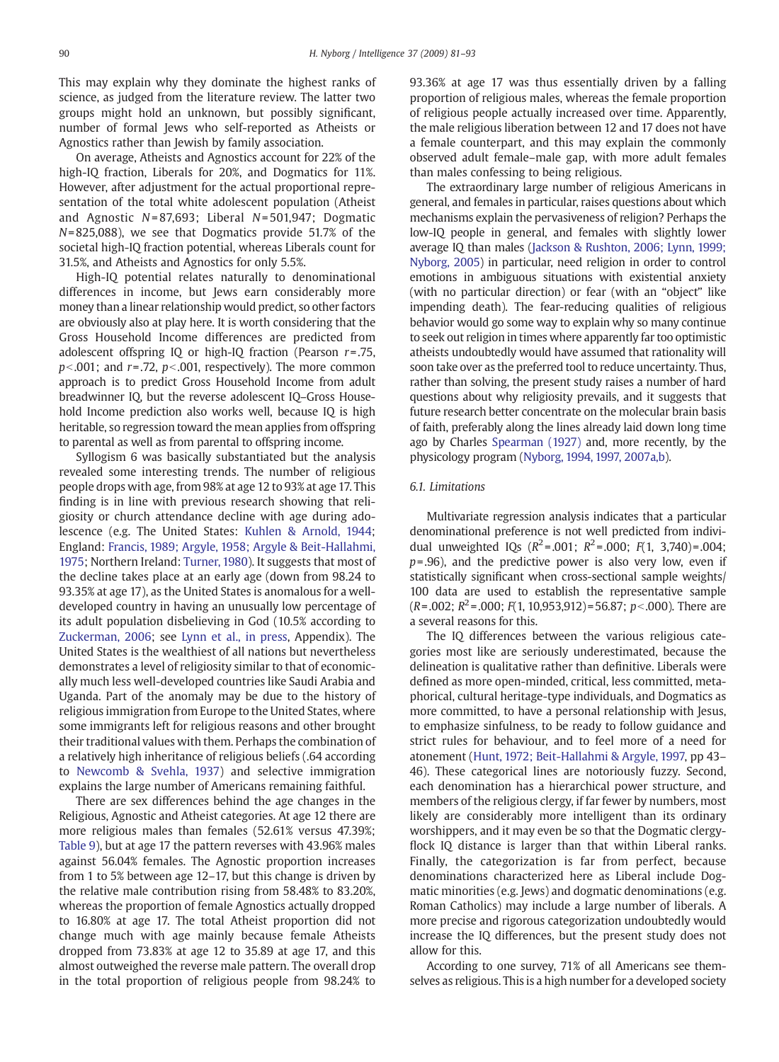This may explain why they dominate the highest ranks of science, as judged from the literature review. The latter two groups might hold an unknown, but possibly significant, number of formal Jews who self-reported as Atheists or Agnostics rather than Jewish by family association.

On average, Atheists and Agnostics account for 22% of the high-IQ fraction, Liberals for 20%, and Dogmatics for 11%. However, after adjustment for the actual proportional representation of the total white adolescent population (Atheist and Agnostic $N=87{,}693$; Liberal $N=501{,}947$; Dogmatic $N=825{,}088$), we see that Dogmatics provide 51.7% of the societal high-IQ fraction potential, whereas Liberals count for 31.5%, and Atheists and Agnostics for only 5.5%.

High-IQ potential relates naturally to denominational differences in income, but Jews earn considerably more money than a linear relationship would predict, so other factors are obviously also at play here. It is worth considering that the Gross Household Income differences are predicted from adolescent offspring IQ or high-IQ fraction (Pearson $r=.75$, $p<.001$; and $r=.72$, $p<.001$, respectively). The more common approach is to predict Gross Household Income from adult breadwinner IQ, but the reverse adolescent IQ–Gross Household Income prediction also works well, because IQ is high heritable, so regression toward the mean applies from offspring to parental as well as from parental to offspring income.

Syllogism 6 was basically substantiated but the analysis revealed some interesting trends. The number of religious people drops with age, from 98% at age 12 to 93% at age 17. This finding is in line with previous research showing that religiosity or church attendance decline with age during adolescence (e.g. The United States: Kuhlen & Arnold, 1944; England: Francis, 1989; Argyle, 1958; Argyle & Beit-Hallahmi, 1975; Northern Ireland: Turner, 1980). It suggests that most of the decline takes place at an early age (down from 98.24 to 93.35% at age 17), as the United States is anomalous for a well-developed country in having an unusually low percentage of its adult population disbelieving in God (10.5% according to Zuckerman, 2006; see Lynn et al., in press, Appendix). The United States is the wealthiest of all nations but nevertheless demonstrates a level of religiosity similar to that of economically much less well-developed countries like Saudi Arabia and Uganda. Part of the anomaly may be due to the history of religious immigration from Europe to the United States, where some immigrants left for religious reasons and other brought their traditional values with them. Perhaps the combination of a relatively high inheritance of religious beliefs (.64 according to Newcomb & Svehla, 1937) and selective immigration explains the large number of Americans remaining faithful.

There are sex differences behind the age changes in the Religious, Agnostic and Atheist categories. At age 12 there are more religious males than females (52.61% versus 47.39%; Table 9), but at age 17 the pattern reverses with 43.96% males against 56.04% females. The Agnostic proportion increases from 1 to 5% between age 12–17, but this change is driven by the relative male contribution rising from 58.48% to 83.20%, whereas the proportion of female Agnostics actually dropped to 16.80% at age 17. The total Atheist proportion did not change much with age mainly because female Atheists dropped from 73.83% at age 12 to 35.89 at age 17, and this almost outweighed the reverse male pattern. The overall drop in the total proportion of religious people from 98.24% to 93.36% at age 17 was thus essentially driven by a falling proportion of religious males, whereas the female proportion of religious people actually increased over time. Apparently, the male religious liberation between 12 and 17 does not have a female counterpart, and this may explain the commonly observed adult female–male gap, with more adult females than males confessing to being religious.

The extraordinary large number of religious Americans in general, and females in particular, raises questions about which mechanisms explain the pervasiveness of religion? Perhaps the low-IQ people in general, and females with slightly lower average IQ than males (Jackson & Rushton, 2006; Lynn, 1999; Nyborg, 2005) in particular, need religion in order to control emotions in ambiguous situations with existential anxiety (with no particular direction) or fear (with an "object" like impending death). The fear-reducing qualities of religious behavior would go some way to explain why so many continue to seek out religion in times where apparently far too optimistic atheists undoubtedly would have assumed that rationality will soon take over as the preferred tool to reduce uncertainty. Thus, rather than solving, the present study raises a number of hard questions about why religiosity prevails, and it suggests that future research better concentrate on the molecular brain basis of faith, preferably along the lines already laid down long time ago by Charles Spearman (1927) and, more recently, by the physicology program (Nyborg, 1994, 1997, 2007a,b).

### 6.1. Limitations

Multivariate regression analysis indicates that a particular denominational preference is not well predicted from individual unweighted IQs ($R^2=.001$; $R^2=.000$; $F(1,\ 3{,}740)=.004$; $p=.96$), and the predictive power is also very low, even if statistically significant when cross-sectional sample weights/100 data are used to establish the representative sample ($R=.002$; $R^2=.000$; $F(1,\ 10{,}953{,}912)=56.87$; $p<.000$). There are a several reasons for this.

The IQ differences between the various religious categories most like are seriously underestimated, because the delineation is qualitative rather than definitive. Liberals were defined as more open-minded, critical, less committed, metaphorical, cultural heritage-type individuals, and Dogmatics as more committed, to have a personal relationship with Jesus, to emphasize sinfulness, to be ready to follow guidance and strict rules for behaviour, and to feel more of a need for atonement (Hunt, 1972; Beit-Hallahmi & Argyle, 1997, pp 43–46). These categorical lines are notoriously fuzzy. Second, each denomination has a hierarchical power structure, and members of the religious clergy, if far fewer by numbers, most likely are considerably more intelligent than its ordinary worshippers, and it may even be so that the Dogmatic clergy-flock IQ distance is larger than that within Liberal ranks. Finally, the categorization is far from perfect, because denominations characterized here as Liberal include Dogmatic minorities (e.g. Jews) and dogmatic denominations (e.g. Roman Catholics) may include a large number of liberals. A more precise and rigorous categorization undoubtedly would increase the IQ differences, but the present study does not allow for this.

According to one survey, 71% of all Americans see themselves as religious. This is a high number for a developed society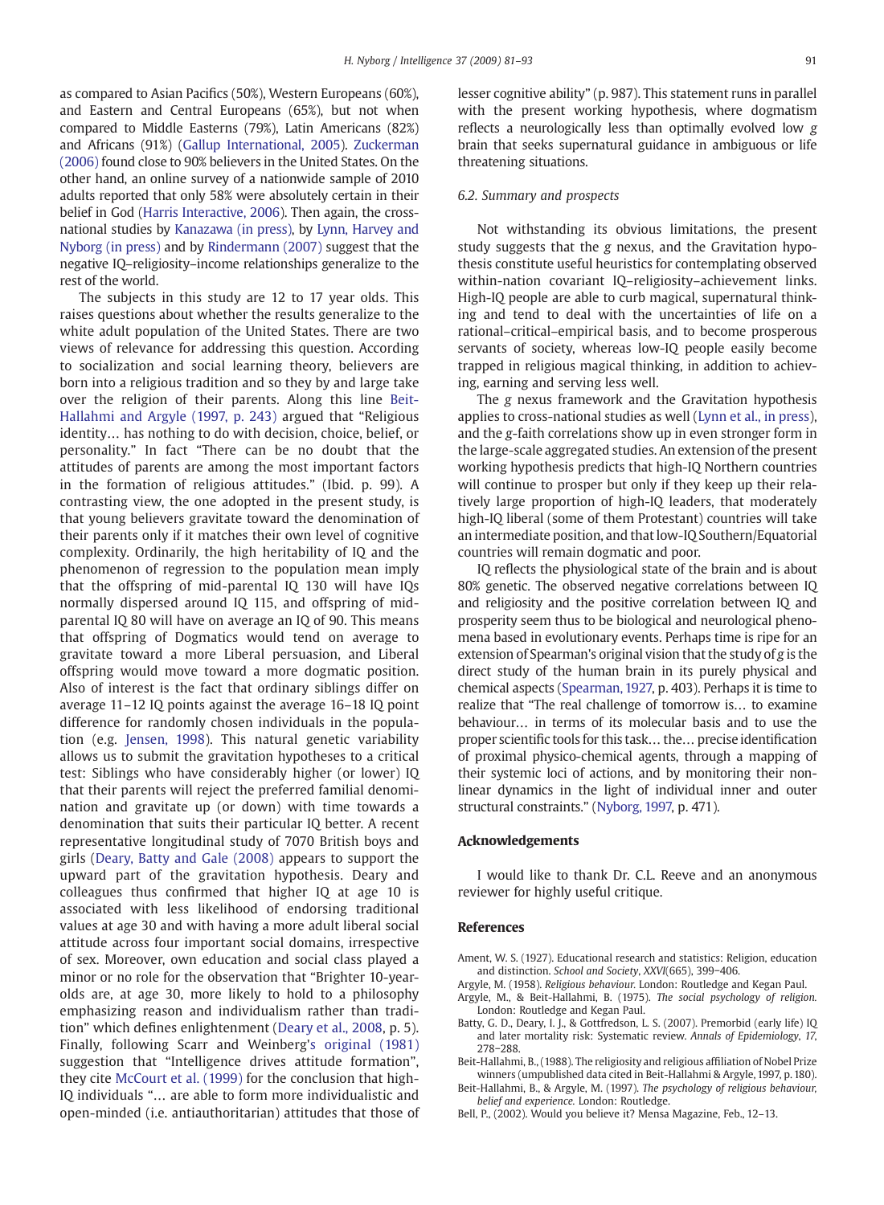as compared to Asian Pacifics (50%), Western Europeans (60%), and Eastern and Central Europeans (65%), but not when compared to Middle Easterns (79%), Latin Americans (82%) and Africans (91%) (Gallup International, 2005). Zuckerman (2006) found close to 90% believers in the United States. On the other hand, an online survey of a nationwide sample of 2010 adults reported that only 58% were absolutely certain in their belief in God (Harris Interactive, 2006). Then again, the cross-national studies by Kanazawa (in press), by Lynn, Harvey and Nyborg (in press) and by Rindermann (2007) suggest that the negative IQ–religiosity–income relationships generalize to the rest of the world.

The subjects in this study are 12 to 17 year olds. This raises questions about whether the results generalize to the white adult population of the United States. There are two views of relevance for addressing this question. According to socialization and social learning theory, believers are born into a religious tradition and so they by and large take over the religion of their parents. Along this line Beit-Hallahmi and Argyle (1997, p. 243) argued that "Religious identity… has nothing to do with decision, choice, belief, or personality." In fact "There can be no doubt that the attitudes of parents are among the most important factors in the formation of religious attitudes." (Ibid. p. 99). A contrasting view, the one adopted in the present study, is that young believers gravitate toward the denomination of their parents only if it matches their own level of cognitive complexity. Ordinarily, the high heritability of IQ and the phenomenon of regression to the population mean imply that the offspring of mid-parental IQ 130 will have IQs normally dispersed around IQ 115, and offspring of mid-parental IQ 80 will have on average an IQ of 90. This means that offspring of Dogmatics would tend on average to gravitate toward a more Liberal persuasion, and Liberal offspring would move toward a more dogmatic position. Also of interest is the fact that ordinary siblings differ on average 11–12 IQ points against the average 16–18 IQ point difference for randomly chosen individuals in the population (e.g. Jensen, 1998). This natural genetic variability allows us to submit the gravitation hypotheses to a critical test: Siblings who have considerably higher (or lower) IQ that their parents will reject the preferred familial denomination and gravitate up (or down) with time towards a denomination that suits their particular IQ better. A recent representative longitudinal study of 7070 British boys and girls (Deary, Batty and Gale (2008) appears to support the upward part of the gravitation hypothesis. Deary and colleagues thus confirmed that higher IQ at age 10 is associated with less likelihood of endorsing traditional values at age 30 and with having a more adult liberal social attitude across four important social domains, irrespective of sex. Moreover, own education and social class played a minor or no role for the observation that "Brighter 10-year-olds are, at age 30, more likely to hold to a philosophy emphasizing reason and individualism rather than tradition" which defines enlightenment (Deary et al., 2008, p. 5). Finally, following Scarr and Weinberg's original (1981) suggestion that "Intelligence drives attitude formation", they cite McCourt et al. (1999) for the conclusion that high-IQ individuals "… are able to form more individualistic and open-minded (i.e. antiauthoritarian) attitudes that those of lesser cognitive ability" (p. 987). This statement runs in parallel with the present working hypothesis, where dogmatism reflects a neurologically less than optimally evolved low *g* brain that seeks supernatural guidance in ambiguous or life threatening situations.

### 6.2. Summary and prospects

Not withstanding its obvious limitations, the present study suggests that the *g* nexus, and the Gravitation hypothesis constitute useful heuristics for contemplating observed within-nation covariant IQ–religiosity–achievement links. High-IQ people are able to curb magical, supernatural thinking and tend to deal with the uncertainties of life on a rational–critical–empirical basis, and to become prosperous servants of society, whereas low-IQ people easily become trapped in religious magical thinking, in addition to achieving, earning and serving less well.

The *g* nexus framework and the Gravitation hypothesis applies to cross-national studies as well (Lynn et al., in press), and the *g*-faith correlations show up in even stronger form in the large-scale aggregated studies. An extension of the present working hypothesis predicts that high-IQ Northern countries will continue to prosper but only if they keep up their relatively large proportion of high-IQ leaders, that moderately high-IQ liberal (some of them Protestant) countries will take an intermediate position, and that low-IQ Southern/Equatorial countries will remain dogmatic and poor.

IQ reflects the physiological state of the brain and is about 80% genetic. The observed negative correlations between IQ and religiosity and the positive correlation between IQ and prosperity seem thus to be biological and neurological phenomena based in evolutionary events. Perhaps time is ripe for an extension of Spearman's original vision that the study of *g* is the direct study of the human brain in its purely physical and chemical aspects (Spearman, 1927, p. 403). Perhaps it is time to realize that "The real challenge of tomorrow is… to examine behaviour… in terms of its molecular basis and to use the proper scientific tools for this task… the… precise identification of proximal physico-chemical agents, through a mapping of their systemic loci of actions, and by monitoring their non-linear dynamics in the light of individual inner and outer structural constraints." (Nyborg, 1997, p. 471).

## Acknowledgements

I would like to thank Dr. C.L. Reeve and an anonymous reviewer for highly useful critique.

## References

Ament, W. S. (1927). Educational research and statistics: Religion, education and distinction. *School and Society*, *XXVI*(665), 399–406.

Argyle, M. (1958). *Religious behaviour.* London: Routledge and Kegan Paul.

Argyle, M., & Beit-Hallahmi, B. (1975). *The social psychology of religion.* London: Routledge and Kegan Paul.

Batty, G. D., Deary, I. J., & Gottfredson, L. S. (2007). Premorbid (early life) IQ and later mortality risk: Systematic review. *Annals of Epidemiology*, *17*, 278–288.

Beit-Hallahmi, B., (1988). The religiosity and religious affiliation of Nobel Prize winners (umpublished data cited in Beit-Hallahmi & Argyle, 1997, p. 180).

Beit-Hallahmi, B., & Argyle, M. (1997). *The psychology of religious behaviour, belief and experience.* London: Routledge.

Bell, P., (2002). Would you believe it? Mensa Magazine, Feb., 12–13.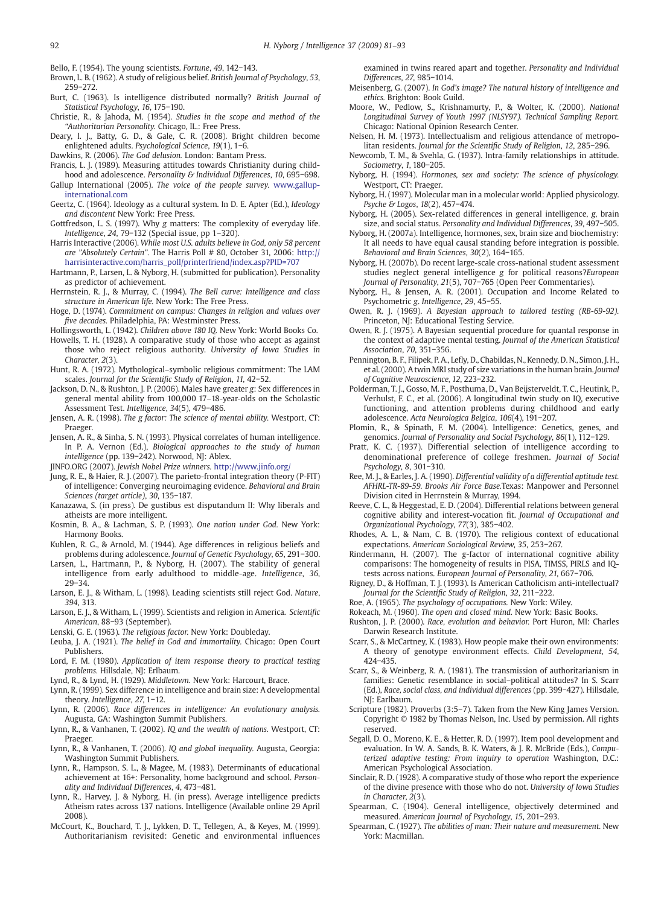Bello, F. (1954). The young scientists. *Fortune*, *49*, 142–143.

Brown, L. B. (1962). A study of religious belief. *British Journal of Psychology*, *53*, 259–272.

Burt, C. (1963). Is intelligence distributed normally? *British Journal of Statistical Psychology*, *16*, 175–190.

Christie, R., & Jahoda, M. (1954). *Studies in the scope and method of the "Authoritarian Personality.* Chicago, IL.: Free Press.

Deary, I. J., Batty, G. D., & Gale, C. R. (2008). Bright children become enlightened adults. *Psychological Science*, *19*(1), 1–6.

Dawkins, R. (2006). *The God delusion.* London: Bantam Press.

Francis, L. J. (1989). Measuring attitudes towards Christianity during childhood and adolescence. *Personality & Individual Differences*, *10*, 695–698.

Gallup International (2005). *The voice of the people survey.* www.gallup-international.com

Geertz, C. (1964). Ideology as a cultural system. In D. E. Apter (Ed.), *Ideology and discontent* New York: Free Press.

Gottfredson, L. S. (1997). Why *g* matters: The complexity of everyday life. *Intelligence*, *24*, 79–132 (Special issue, pp 1–320).

Harris Interactive (2006). *While most U.S. adults believe in God, only 58 percent are "Absolutely Certain".* The Harris Poll # 80, October 31, 2006: http://harrisinteractive.com/harris_poll/printerfriend/index.asp?PID=707

Hartmann, P., Larsen, L. & Nyborg, H. (submitted for publication). Personality as predictor of achievement.

Herrnstein, R. J., & Murray, C. (1994). *The Bell curve: Intelligence and class structure in American life.* New York: The Free Press.

Hoge, D. (1974). *Commitment on campus: Changes in religion and values over five decades.* Philadelphia, PA: Westminster Press.

Hollingsworth, L. (1942). *Children above 180 IQ.* New York: World Books Co.

Howells, T. H. (1928). A comparative study of those who accept as against those who reject religious authority. *University of Iowa Studies in Character*, *2*(3).

Hunt, R. A. (1972). Mythological–symbolic religious commitment: The LAM scales. *Journal for the Scientific Study of Religion*, *11*, 42–52.

Jackson, D. N., & Rushton, J. P. (2006). Males have greater *g*: Sex differences in general mental ability from 100,000 17–18-year-olds on the Scholastic Assessment Test. *Intelligence*, *34*(5), 479–486.

Jensen, A. R. (1998). *The g factor: The science of mental ability.* Westport, CT: Praeger.

Jensen, A. R., & Sinha, S. N. (1993). Physical correlates of human intelligence. In P. A. Vernon (Ed.), *Biological approaches to the study of human intelligence* (pp. 139–242). Norwood, NJ: Ablex.

JINFO.ORG (2007). *Jewish Nobel Prize winners.* http://www.jinfo.org/

Jung, R. E., & Haier, R. J. (2007). The parieto-frontal integration theory (P-FIT) of intelligence: Converging neuroimaging evidence. *Behavioral and Brain Sciences (target article)*, *30*, 135–187.

Kanazawa, S. (in press). De gustibus est disputandum II: Why liberals and atheists are more intelligent.

Kosmin, B. A., & Lachman, S. P. (1993). *One nation under God.* New York: Harmony Books.

Kuhlen, R. G., & Arnold, M. (1944). Age differences in religious beliefs and problems during adolescence. *Journal of Genetic Psychology*, *65*, 291–300.

Larsen, L., Hartmann, P., & Nyborg, H. (2007). The stability of general intelligence from early adulthood to middle-age. *Intelligence*, *36*, 29–34.

Larson, E. J., & Witham, L. (1998). Leading scientists still reject God. *Nature*, *394*, 313.

Larson, E. J., & Witham, L. (1999). Scientists and religion in America. *Scientific American*, 88–93 (September).

Lenski, G. E. (1963). *The religious factor.* New York: Doubleday.

Leuba, J. A. (1921). *The belief in God and immortality.* Chicago: Open Court Publishers.

Lord, F. M. (1980). *Application of item response theory to practical testing problems.* Hillsdale, NJ: Erlbaum.

Lynd, R., & Lynd, H. (1929). *Middletown.* New York: Harcourt, Brace.

Lynn, R. (1999). Sex difference in intelligence and brain size: A developmental theory. *Intelligence*, *27*, 1–12.

Lynn, R. (2006). *Race differences in intelligence: An evolutionary analysis.* Augusta, GA: Washington Summit Publishers.

Lynn, R., & Vanhanen, T. (2002). *IQ and the wealth of nations.* Westport, CT: Praeger.

Lynn, R., & Vanhanen, T. (2006). *IQ and global inequality.* Augusta, Georgia: Washington Summit Publishers.

Lynn, R., Hampson, S. L., & Magee, M. (1983). Determinants of educational achievement at 16+: Personality, home background and school. *Personality and Individual Differences*, *4*, 473–481.

Lynn, R., Harvey, J. & Nyborg, H. (in press). Average intelligence predicts Atheism rates across 137 nations. Intelligence (Available online 29 April 2008).

McCourt, K., Bouchard, T. J., Lykken, D. T., Tellegen, A., & Keyes, M. (1999). Authoritarianism revisited: Genetic and environmental influences examined in twins reared apart and together. *Personality and Individual Differences*, *27*, 985–1014.

Meisenberg, G. (2007). *In God's image? The natural history of intelligence and ethics.* Brighton: Book Guild.

Moore, W., Pedlow, S., Krishnamurty, P., & Wolter, K. (2000). *National Longitudinal Survey of Youth 1997 (NLSY97). Technical Sampling Report.* Chicago: National Opinion Research Center.

Nelsen, H. M. (1973). Intellectualism and religious attendance of metropolitan residents. *Journal for the Scientific Study of Religion*, *12*, 285–296.

Newcomb, T. M., & Svehla, G. (1937). Intra-family relationships in attitude. *Sociometry*, *1*, 180–205.

Nyborg, H. (1994). *Hormones, sex and society: The science of physicology.* Westport, CT: Praeger.

Nyborg, H. (1997). Molecular man in a molecular world: Applied physicology. *Psyche & Logos*, *18*(2), 457–474.

Nyborg, H. (2005). Sex-related differences in general intelligence, *g*, brain size, and social status. *Personality and Individual Differences*, *39*, 497–505.

Nyborg, H. (2007a). Intelligence, hormones, sex, brain size and biochemistry: It all needs to have equal causal standing before integration is possible. *Behavioral and Brain Sciences*, *30*(2), 164–165.

Nyborg, H. (2007b). Do recent large-scale cross-national student assessment studies neglect general intelligence *g* for political reasons?*European Journal of Personality*, *21*(5), 707–765 (Open Peer Commentaries).

Nyborg, H., & Jensen, A. R. (2001). Occupation and Income Related to Psychometric *g*. *Intelligence*, *29*, 45–55.

Owen, R. J. (1969). *A Bayesian approach to tailored testing (RB-69-92).* Princeton, NJ: Educational Testing Service.

Owen, R. J. (1975). A Bayesian sequential procedure for quantal response in the context of adaptive mental testing. *Journal of the American Statistical Association*, *70*, 351–356.

Pennington, B. F., Filipek, P. A., Lefly, D., Chabildas, N., Kennedy, D. N., Simon, J. H., et al. (2000). A twin MRI study of size variations in the human brain. *Journal of Cognitive Neuroscience*, *12*, 223–232.

Polderman, T. J., Gosso, M. F., Posthuma, D., Van Beijsterveldt, T. C., Heutink, P., Verhulst, F. C., et al. (2006). A longitudinal twin study on IQ, executive functioning, and attention problems during childhood and early adolescence. *Acta Neurologica Belgica*, *106*(4), 191–207.

Plomin, R., & Spinath, F. M. (2004). Intelligence: Genetics, genes, and genomics. *Journal of Personality and Social Psychology*, *86*(1), 112–129.

Pratt, K. C. (1937). Differential selection of intelligence according to denominational preference of college freshmen. *Journal of Social Psychology*, *8*, 301–310.

Ree, M. J., & Earles, J. A. (1990). *Differential validity of a differential aptitude test. AFHRL-TR-89-59. Brooks Air Force Base.*Texas: Manpower and Personnel Division cited in Herrnstein & Murray, 1994.

Reeve, C. L., & Heggestad, E. D. (2004). Differential relations between general cognitive ability and interest-vocation fit. *Journal of Occupational and Organizational Psychology*, *77*(3), 385–402.

Rhodes, A. L., & Nam, C. B. (1970). The religious context of educational expectations. *American Sociological Review*, *35*, 253–267.

Rindermann, H. (2007). The *g*-factor of international cognitive ability comparisons: The homogeneity of results in PISA, TIMSS, PIRLS and IQ-tests across nations. *European Journal of Personality*, *21*, 667–706.

Rigney, D., & Hoffman, T. J. (1993). Is American Catholicism anti-intellectual? *Journal for the Scientific Study of Religion*, *32*, 211–222.

Roe, A. (1965). *The psychology of occupations.* New York: Wiley.

Rokeach, M. (1960). *The open and closed mind.* New York: Basic Books.

Rushton, J. P. (2000). *Race, evolution and behavior.* Port Huron, MI: Charles Darwin Research Institute.

Scarr, S., & McCartney, K. (1983). How people make their own environments: A theory of genotype environment effects. *Child Development*, *54*, 424–435.

Scarr, S., & Weinberg, R. A. (1981). The transmission of authoritarianism in families: Genetic resemblance in social–political attitudes? In S. Scarr (Ed.), *Race, social class, and individual differences* (pp. 399–427). Hillsdale, NJ: Earlbaum.

Scripture (1982). Proverbs (3:5–7). Taken from the New King James Version. Copyright © 1982 by Thomas Nelson, Inc. Used by permission. All rights reserved.

Segall, D. O., Moreno, K. E., & Hetter, R. D. (1997). Item pool development and evaluation. In W. A. Sands, B. K. Waters, & J. R. McBride (Eds.), *Computerized adaptive testing: From inquiry to operation* Washington, D.C.: American Psychological Association.

Sinclair, R. D. (1928). A comparative study of those who report the experience of the divine presence with those who do not. *University of Iowa Studies in Character*, *2*(3).

Spearman, C. (1904). General intelligence, objectively determined and measured. *American Journal of Psychology*, *15*, 201–293.

Spearman, C. (1927). *The abilities of man: Their nature and measurement.* New York: Macmillan.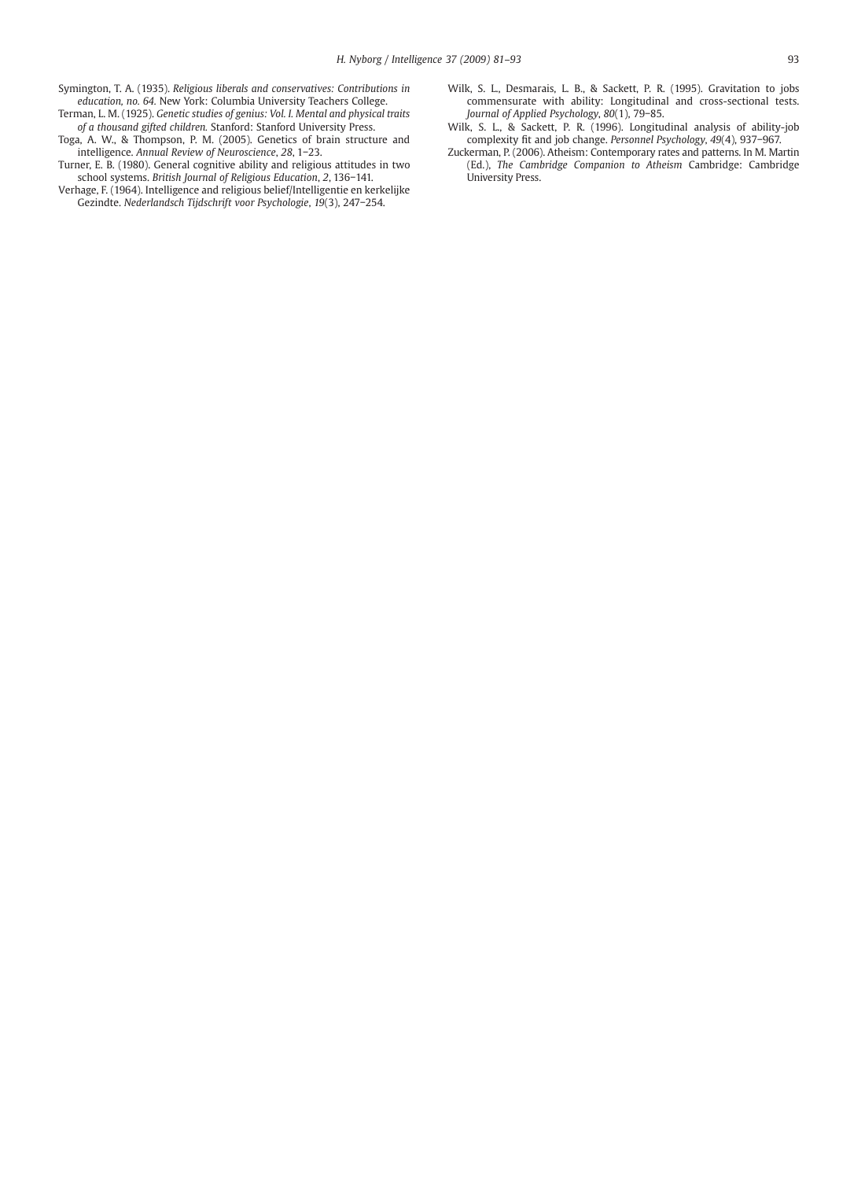Symington, T. A. (1935). *Religious liberals and conservatives: Contributions in education, no. 64.* New York: Columbia University Teachers College.

Terman, L. M. (1925). *Genetic studies of genius: Vol. I. Mental and physical traits of a thousand gifted children.* Stanford: Stanford University Press.

Toga, A. W., & Thompson, P. M. (2005). Genetics of brain structure and intelligence. *Annual Review of Neuroscience*, *28*, 1–23.

Turner, E. B. (1980). General cognitive ability and religious attitudes in two school systems. *British Journal of Religious Education*, *2*, 136–141.

Verhage, F. (1964). Intelligence and religious belief/Intelligentie en kerkelijke Gezindte. *Nederlandsch Tijdschrift voor Psychologie*, *19*(3), 247–254.

Wilk, S. L., Desmarais, L. B., & Sackett, P. R. (1995). Gravitation to jobs commensurate with ability: Longitudinal and cross-sectional tests. *Journal of Applied Psychology*, *80*(1), 79–85.

Wilk, S. L., & Sackett, P. R. (1996). Longitudinal analysis of ability-job complexity fit and job change. *Personnel Psychology*, *49*(4), 937–967.

Zuckerman, P. (2006). Atheism: Contemporary rates and patterns. In M. Martin (Ed.), *The Cambridge Companion to Atheism* Cambridge: Cambridge University Press.